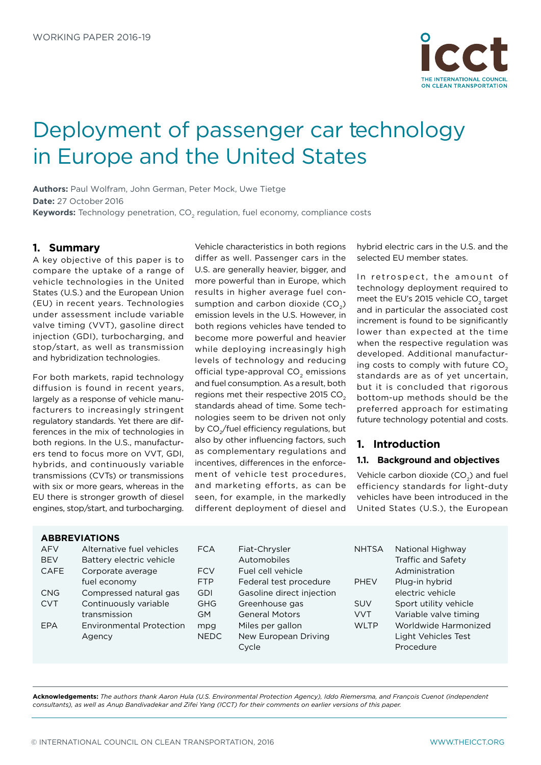WORKING PAPER 2016-19

# Deployment of passenger car technology in Europe and the United States

**Authors:** Paul Wolfram, John German, Peter Mock, Uwe Tietge
**Date:** 27 October 2016
**Keywords:** Technology penetration, $CO_2$ regulation, fuel economy, compliance costs

## 1. Summary

A key objective of this paper is to compare the uptake of a range of vehicle technologies in the United States (U.S.) and the European Union (EU) in recent years. Technologies under assessment include variable valve timing (VVT), gasoline direct injection (GDI), turbocharging, and stop/start, as well as transmission and hybridization technologies.

For both markets, rapid technology diffusion is found in recent years, largely as a response of vehicle manufacturers to increasingly stringent regulatory standards. Yet there are differences in the mix of technologies in both regions. In the U.S., manufacturers tend to focus more on VVT, GDI, hybrids, and continuously variable transmissions (CVTs) or transmissions with six or more gears, whereas in the EU there is stronger growth of diesel engines, stop/start, and turbocharging.

Vehicle characteristics in both regions differ as well. Passenger cars in the U.S. are generally heavier, bigger, and more powerful than in Europe, which results in higher average fuel consumption and carbon dioxide ($CO_2$) emission levels in the U.S. However, in both regions vehicles have tended to become more powerful and heavier while deploying increasingly high levels of technology and reducing official type-approval $CO_2$ emissions and fuel consumption. As a result, both regions met their respective 2015 $CO_2$ standards ahead of time. Some technologies seem to be driven not only by $CO_2$/fuel efficiency regulations, but also by other influencing factors, such as complementary regulations and incentives, differences in the enforcement of vehicle test procedures, and marketing efforts, as can be seen, for example, in the markedly different deployment of diesel and hybrid electric cars in the U.S. and the selected EU member states.

In retrospect, the amount of technology deployment required to meet the EU's 2015 vehicle $CO_2$ target and in particular the associated cost increment is found to be significantly lower than expected at the time when the respective regulation was developed. Additional manufacturing costs to comply with future $CO_2$ standards are as of yet uncertain, but it is concluded that rigorous bottom-up methods should be the preferred approach for estimating future technology potential and costs.

## 1. Introduction

### 1.1. Background and objectives

Vehicle carbon dioxide ($CO_2$) and fuel efficiency standards for light-duty vehicles have been introduced in the United States (U.S.), the European

**ABBREVIATIONS**

| | | | | | |
|---|---|---|---|---|---|
| AFV | Alternative fuel vehicles | FCA | Fiat-Chrysler Automobiles | NHTSA | National Highway Traffic and Safety Administration |
| BEV | Battery electric vehicle | FCV | Fuel cell vehicle | PHEV | Plug-in hybrid electric vehicle |
| CAFE | Corporate average fuel economy | FTP | Federal test procedure | SUV | Sport utility vehicle |
| CNG | Compressed natural gas | GDI | Gasoline direct injection | VVT | Variable valve timing |
| CVT | Continuously variable transmission | GHG | Greenhouse gas | WLTP | Worldwide Harmonized Light Vehicles Test Procedure |
| EPA | Environmental Protection Agency | GM | General Motors | | |
| | | mpg | Miles per gallon | | |
| | | NEDC | New European Driving Cycle | | |

**Acknowledgements:** *The authors thank Aaron Hula (U.S. Environmental Protection Agency), Iddo Riemersma, and François Cuenot (independent consultants), as well as Anup Bandivadekar and Zifei Yang (ICCT) for their comments on earlier versions of this paper.*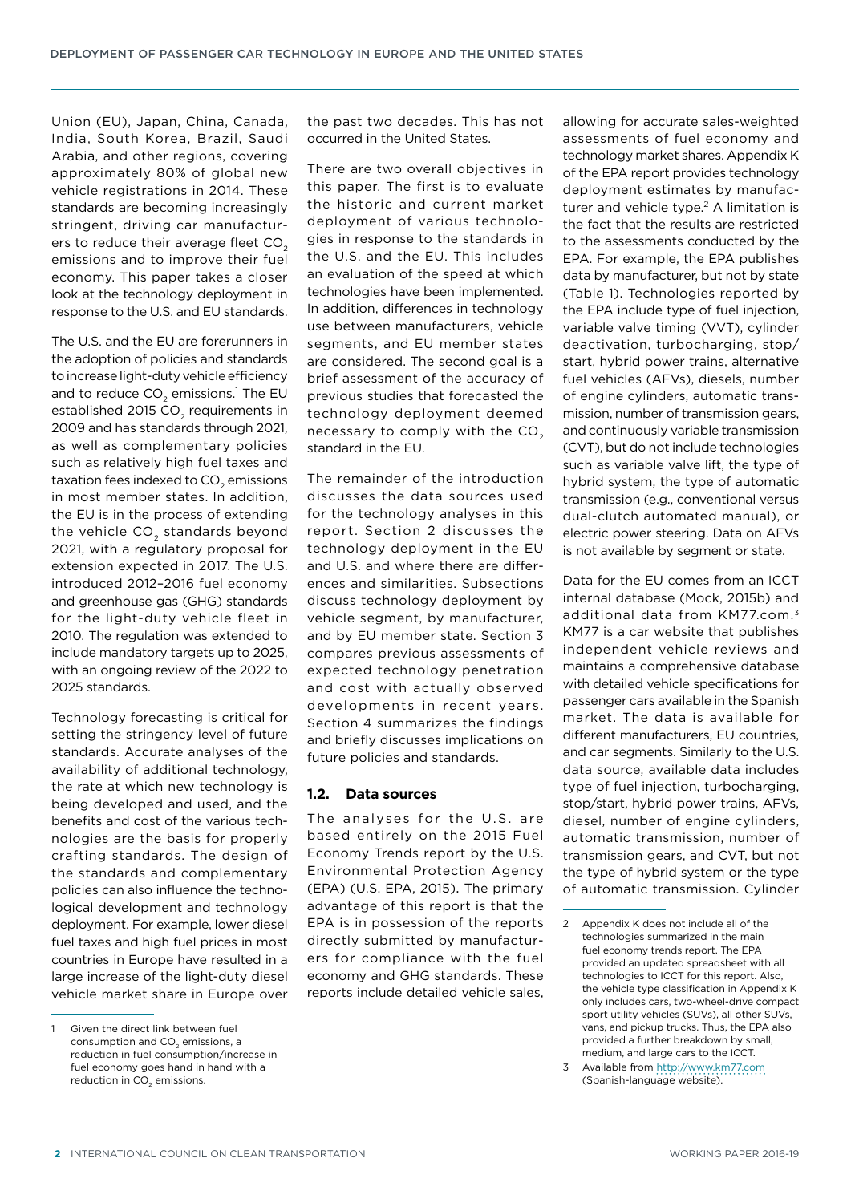Union (EU), Japan, China, Canada, India, South Korea, Brazil, Saudi Arabia, and other regions, covering approximately 80% of global new vehicle registrations in 2014. These standards are becoming increasingly stringent, driving car manufacturers to reduce their average fleet $CO_2$ emissions and to improve their fuel economy. This paper takes a closer look at the technology deployment in response to the U.S. and EU standards.

The U.S. and the EU are forerunners in the adoption of policies and standards to increase light-duty vehicle efficiency and to reduce $CO_2$ emissions.[1] The EU established 2015 $CO_2$ requirements in 2009 and has standards through 2021, as well as complementary policies such as relatively high fuel taxes and taxation fees indexed to $CO_2$ emissions in most member states. In addition, the EU is in the process of extending the vehicle $CO_2$ standards beyond 2021, with a regulatory proposal for extension expected in 2017. The U.S. introduced 2012–2016 fuel economy and greenhouse gas (GHG) standards for the light-duty vehicle fleet in 2010. The regulation was extended to include mandatory targets up to 2025, with an ongoing review of the 2022 to 2025 standards.

Technology forecasting is critical for setting the stringency level of future standards. Accurate analyses of the availability of additional technology, the rate at which new technology is being developed and used, and the benefits and cost of the various technologies are the basis for properly crafting standards. The design of the standards and complementary policies can also influence the technological development and technology deployment. For example, lower diesel fuel taxes and high fuel prices in most countries in Europe have resulted in a large increase of the light-duty diesel vehicle market share in Europe over the past two decades. This has not occurred in the United States.

There are two overall objectives in this paper. The first is to evaluate the historic and current market deployment of various technologies in response to the standards in the U.S. and the EU. This includes an evaluation of the speed at which technologies have been implemented. In addition, differences in technology use between manufacturers, vehicle segments, and EU member states are considered. The second goal is a brief assessment of the accuracy of previous studies that forecasted the technology deployment deemed necessary to comply with the $CO_2$ standard in the EU.

The remainder of the introduction discusses the data sources used for the technology analyses in this report. Section 2 discusses the technology deployment in the EU and U.S. and where there are differences and similarities. Subsections discuss technology deployment by vehicle segment, by manufacturer, and by EU member state. Section 3 compares previous assessments of expected technology penetration and cost with actually observed developments in recent years. Section 4 summarizes the findings and briefly discusses implications on future policies and standards.

## 1.2. Data sources

The analyses for the U.S. are based entirely on the 2015 Fuel Economy Trends report by the U.S. Environmental Protection Agency (EPA) (U.S. EPA, 2015). The primary advantage of this report is that the EPA is in possession of the reports directly submitted by manufacturers for compliance with the fuel economy and GHG standards. These reports include detailed vehicle sales, allowing for accurate sales-weighted assessments of fuel economy and technology market shares. Appendix K of the EPA report provides technology deployment estimates by manufacturer and vehicle type.[2] A limitation is the fact that the results are restricted to the assessments conducted by the EPA. For example, the EPA publishes data by manufacturer, but not by state (Table 1). Technologies reported by the EPA include type of fuel injection, variable valve timing (VVT), cylinder deactivation, turbocharging, stop/start, hybrid power trains, alternative fuel vehicles (AFVs), diesels, number of engine cylinders, automatic transmission, number of transmission gears, and continuously variable transmission (CVT), but do not include technologies such as variable valve lift, the type of hybrid system, the type of automatic transmission (e.g., conventional versus dual-clutch automated manual), or electric power steering. Data on AFVs is not available by segment or state.

Data for the EU comes from an ICCT internal database (Mock, 2015b) and additional data from KM77.com.[3] KM77 is a car website that publishes independent vehicle reviews and maintains a comprehensive database with detailed vehicle specifications for passenger cars available in the Spanish market. The data is available for different manufacturers, EU countries, and car segments. Similarly to the U.S. data source, available data includes type of fuel injection, turbocharging, stop/start, hybrid power trains, AFVs, diesel, number of engine cylinders, automatic transmission, number of transmission gears, and CVT, but not the type of hybrid system or the type of automatic transmission. Cylinder

---

1 Given the direct link between fuel consumption and $CO_2$ emissions, a reduction in fuel consumption/increase in fuel economy goes hand in hand with a reduction in $CO_2$ emissions.

2 Appendix K does not include all of the technologies summarized in the main fuel economy trends report. The EPA provided an updated spreadsheet with all technologies to ICCT for this report. Also, the vehicle type classification in Appendix K only includes cars, two-wheel-drive compact sport utility vehicles (SUVs), all other SUVs, vans, and pickup trucks. Thus, the EPA also provided a further breakdown by small, medium, and large cars to the ICCT.

3 Available from http://www.km77.com (Spanish-language website).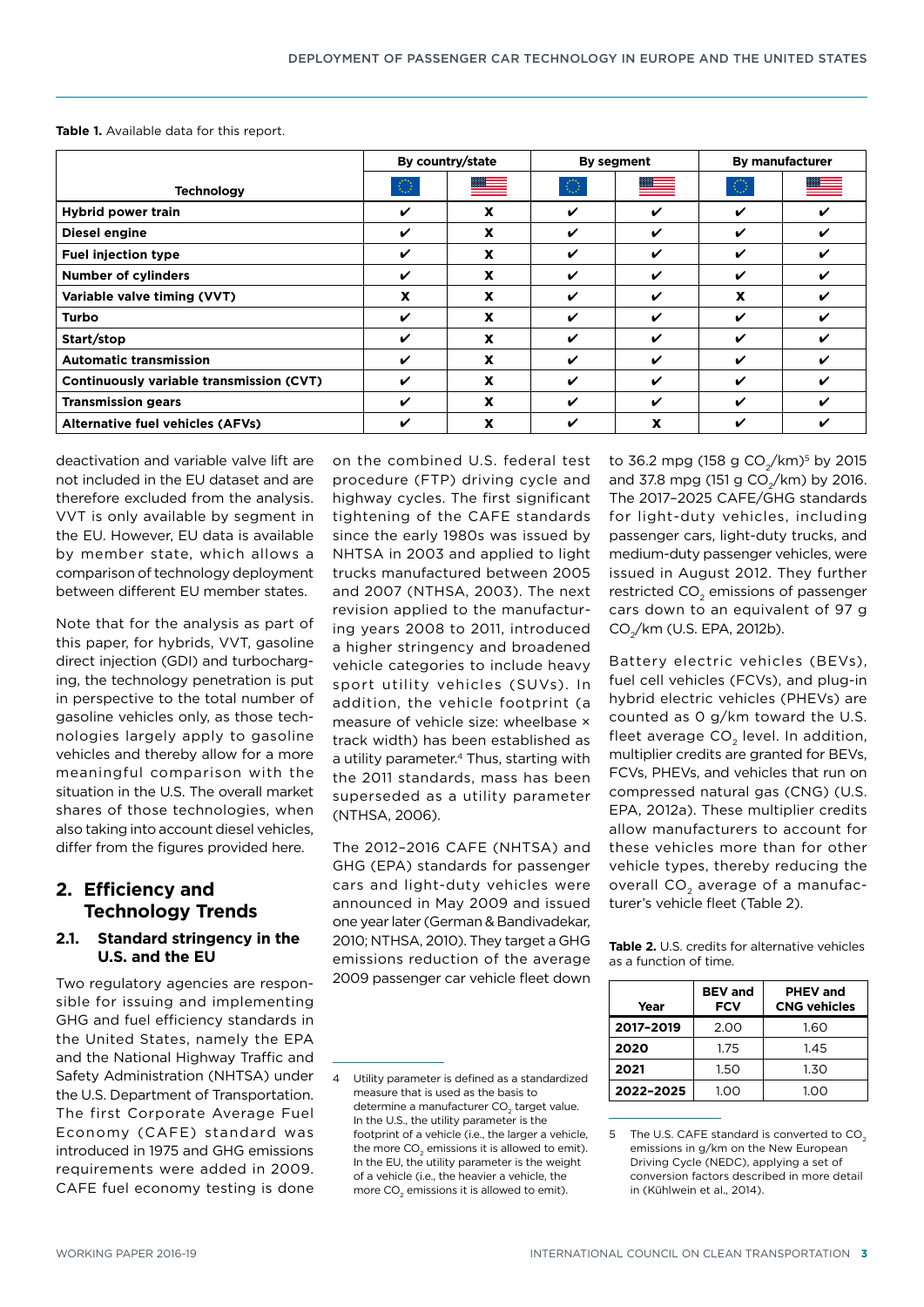**Table 1.** Available data for this report.

| Technology | By country/state | | By segment | | By manufacturer | |
|---|---|---|---|---|---|---|
| | EU | US | EU | US | EU | US |
| **Hybrid power train** | ✔ | X | ✔ | ✔ | ✔ | ✔ |
| **Diesel engine** | ✔ | X | ✔ | ✔ | ✔ | ✔ |
| **Fuel injection type** | ✔ | X | ✔ | ✔ | ✔ | ✔ |
| **Number of cylinders** | ✔ | X | ✔ | ✔ | ✔ | ✔ |
| **Variable valve timing (VVT)** | X | X | ✔ | ✔ | X | ✔ |
| **Turbo** | ✔ | X | ✔ | ✔ | ✔ | ✔ |
| **Start/stop** | ✔ | X | ✔ | ✔ | ✔ | ✔ |
| **Automatic transmission** | ✔ | X | ✔ | ✔ | ✔ | ✔ |
| **Continuously variable transmission (CVT)** | ✔ | X | ✔ | ✔ | ✔ | ✔ |
| **Transmission gears** | ✔ | X | ✔ | ✔ | ✔ | ✔ |
| **Alternative fuel vehicles (AFVs)** | ✔ | X | ✔ | X | ✔ | ✔ |

deactivation and variable valve lift are not included in the EU dataset and are therefore excluded from the analysis. VVT is only available by segment in the EU. However, EU data is available by member state, which allows a comparison of technology deployment between different EU member states.

Note that for the analysis as part of this paper, for hybrids, VVT, gasoline direct injection (GDI) and turbocharging, the technology penetration is put in perspective to the total number of gasoline vehicles only, as those technologies largely apply to gasoline vehicles and thereby allow for a more meaningful comparison with the situation in the U.S. The overall market shares of those technologies, when also taking into account diesel vehicles, differ from the figures provided here.

## 2. Efficiency and Technology Trends

### 2.1. Standard stringency in the U.S. and the EU

Two regulatory agencies are responsible for issuing and implementing GHG and fuel efficiency standards in the United States, namely the EPA and the National Highway Traffic and Safety Administration (NHTSA) under the U.S. Department of Transportation. The first Corporate Average Fuel Economy (CAFE) standard was introduced in 1975 and GHG emissions requirements were added in 2009. CAFE fuel economy testing is done on the combined U.S. federal test procedure (FTP) driving cycle and highway cycles. The first significant tightening of the CAFE standards since the early 1980s was issued by NHTSA in 2003 and applied to light trucks manufactured between 2005 and 2007 (NTHSA, 2003). The next revision applied to the manufacturing years 2008 to 2011, introduced a higher stringency and broadened vehicle categories to include heavy sport utility vehicles (SUVs). In addition, the vehicle footprint (a measure of vehicle size: wheelbase × track width) has been established as a utility parameter.[4] Thus, starting with the 2011 standards, mass has been superseded as a utility parameter (NTHSA, 2006).

The 2012–2016 CAFE (NHTSA) and GHG (EPA) standards for passenger cars and light-duty vehicles were announced in May 2009 and issued one year later (German & Bandivadekar, 2010; NTHSA, 2010). They target a GHG emissions reduction of the average 2009 passenger car vehicle fleet down to 36.2 mpg (158 g $CO_2$/km)[5] by 2015 and 37.8 mpg (151 g $CO_2$/km) by 2016. The 2017–2025 CAFE/GHG standards for light-duty vehicles, including passenger cars, light-duty trucks, and medium-duty passenger vehicles, were issued in August 2012. They further restricted $CO_2$ emissions of passenger cars down to an equivalent of 97 g $CO_2$/km (U.S. EPA, 2012b).

Battery electric vehicles (BEVs), fuel cell vehicles (FCVs), and plug-in hybrid electric vehicles (PHEVs) are counted as 0 g/km toward the U.S. fleet average $CO_2$ level. In addition, multiplier credits are granted for BEVs, FCVs, PHEVs, and vehicles that run on compressed natural gas (CNG) (U.S. EPA, 2012a). These multiplier credits allow manufacturers to account for these vehicles more than for other vehicle types, thereby reducing the overall $CO_2$ average of a manufacturer's vehicle fleet (Table 2).

**Table 2.** U.S. credits for alternative vehicles as a function of time.

| Year | BEV and FCV | PHEV and CNG vehicles |
|---|---|---|
| **2017–2019** | 2.00 | 1.60 |
| **2020** | 1.75 | 1.45 |
| **2021** | 1.50 | 1.30 |
| **2022–2025** | 1.00 | 1.00 |

4 Utility parameter is defined as a standardized measure that is used as the basis to determine a manufacturer $CO_2$ target value. In the U.S., the utility parameter is the footprint of a vehicle (i.e., the larger a vehicle, the more $CO_2$ emissions it is allowed to emit). In the EU, the utility parameter is the weight of a vehicle (i.e., the heavier a vehicle, the more $CO_2$ emissions it is allowed to emit).

5 The U.S. CAFE standard is converted to $CO_2$ emissions in g/km on the New European Driving Cycle (NEDC), applying a set of conversion factors described in more detail in (Kühlwein et al., 2014).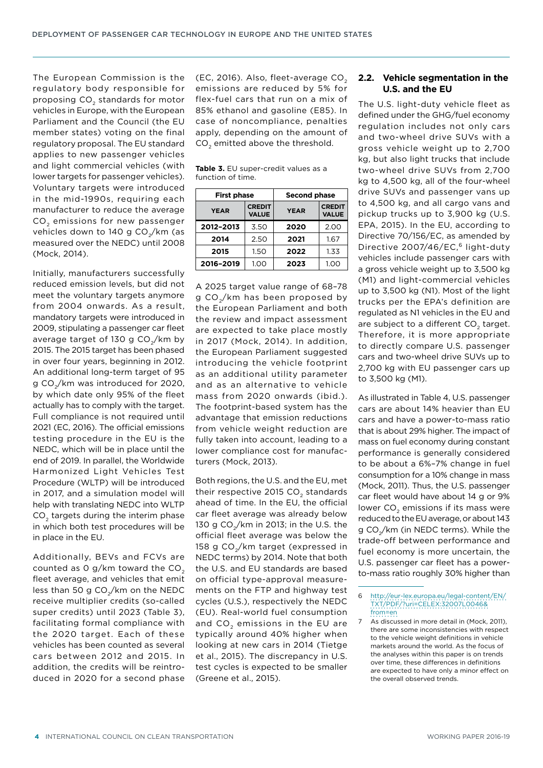The European Commission is the regulatory body responsible for proposing $CO_2$ standards for motor vehicles in Europe, with the European Parliament and the Council (the EU member states) voting on the final regulatory proposal. The EU standard applies to new passenger vehicles and light commercial vehicles (with lower targets for passenger vehicles). Voluntary targets were introduced in the mid-1990s, requiring each manufacturer to reduce the average $CO_2$ emissions for new passenger vehicles down to 140 g $CO_2$/km (as measured over the NEDC) until 2008 (Mock, 2014).

Initially, manufacturers successfully reduced emission levels, but did not meet the voluntary targets anymore from 2004 onwards. As a result, mandatory targets were introduced in 2009, stipulating a passenger car fleet average target of 130 g $CO_2$/km by 2015. The 2015 target has been phased in over four years, beginning in 2012. An additional long-term target of 95 g $CO_2$/km was introduced for 2020, by which date only 95% of the fleet actually has to comply with the target. Full compliance is not required until 2021 (EC, 2016). The official emissions testing procedure in the EU is the NEDC, which will be in place until the end of 2019. In parallel, the Worldwide Harmonized Light Vehicles Test Procedure (WLTP) will be introduced in 2017, and a simulation model will help with translating NEDC into WLTP $CO_2$ targets during the interim phase in which both test procedures will be in place in the EU.

Additionally, BEVs and FCVs are counted as 0 g/km toward the $CO_2$ fleet average, and vehicles that emit less than 50 g $CO_2$/km on the NEDC receive multiplier credits (so-called super credits) until 2023 (Table 3), facilitating formal compliance with the 2020 target. Each of these vehicles has been counted as several cars between 2012 and 2015. In addition, the credits will be reintroduced in 2020 for a second phase (EC, 2016). Also, fleet-average $CO_2$ emissions are reduced by 5% for flex-fuel cars that run on a mix of 85% ethanol and gasoline (E85). In case of noncompliance, penalties apply, depending on the amount of $CO_2$ emitted above the threshold.

**Table 3.** EU super-credit values as a function of time.

| First phase | | Second phase | |
|---|---|---|---|
| **YEAR** | **CREDIT VALUE** | **YEAR** | **CREDIT VALUE** |
| **2012–2013** | 3.50 | **2020** | 2.00 |
| **2014** | 2.50 | **2021** | 1.67 |
| **2015** | 1.50 | **2022** | 1.33 |
| **2016–2019** | 1.00 | **2023** | 1.00 |

A 2025 target value range of 68–78 g $CO_2$/km has been proposed by the European Parliament and both the review and impact assessment are expected to take place mostly in 2017 (Mock, 2014). In addition, the European Parliament suggested introducing the vehicle footprint as an additional utility parameter and as an alternative to vehicle mass from 2020 onwards (ibid.). The footprint-based system has the advantage that emission reductions from vehicle weight reduction are fully taken into account, leading to a lower compliance cost for manufacturers (Mock, 2013).

Both regions, the U.S. and the EU, met their respective 2015 $CO_2$ standards ahead of time. In the EU, the official car fleet average was already below 130 g $CO_2$/km in 2013; in the U.S. the official fleet average was below the 158 g $CO_2$/km target (expressed in NEDC terms) by 2014. Note that both the U.S. and EU standards are based on official type-approval measurements on the FTP and highway test cycles (U.S.), respectively the NEDC (EU). Real-world fuel consumption and $CO_2$ emissions in the EU are typically around 40% higher when looking at new cars in 2014 (Tietge et al., 2015). The discrepancy in U.S. test cycles is expected to be smaller (Greene et al., 2015).

## 2.2. Vehicle segmentation in the U.S. and the EU

The U.S. light-duty vehicle fleet as defined under the GHG/fuel economy regulation includes not only cars and two-wheel drive SUVs with a gross vehicle weight up to 2,700 kg, but also light trucks that include two-wheel drive SUVs from 2,700 kg to 4,500 kg, all of the four-wheel drive SUVs and passenger vans up to 4,500 kg, and all cargo vans and pickup trucks up to 3,900 kg (U.S. EPA, 2015). In the EU, according to Directive 70/156/EC, as amended by Directive 2007/46/EC,[6] light-duty vehicles include passenger cars with a gross vehicle weight up to 3,500 kg (M1) and light-commercial vehicles up to 3,500 kg (N1). Most of the light trucks per the EPA's definition are regulated as N1 vehicles in the EU and are subject to a different $CO_2$ target. Therefore, it is more appropriate to directly compare U.S. passenger cars and two-wheel drive SUVs up to 2,700 kg with EU passenger cars up to 3,500 kg (M1).

As illustrated in Table 4, U.S. passenger cars are about 14% heavier than EU cars and have a power-to-mass ratio that is about 29% higher. The impact of mass on fuel economy during constant performance is generally considered to be about a 6%–7% change in fuel consumption for a 10% change in mass (Mock, 2011). Thus, the U.S. passenger car fleet would have about 14 g or 9% lower $CO_2$ emissions if its mass were reduced to the EU average, or about 143 g $CO_2$/km (in NEDC terms). While the trade-off between performance and fuel economy is more uncertain, the U.S. passenger car fleet has a power-to-mass ratio roughly 30% higher than

6 http://eur-lex.europa.eu/legal-content/EN/TXT/PDF/?uri=CELEX:32007L0046&from=en

7 As discussed in more detail in (Mock, 2011), there are some inconsistencies with respect to the vehicle weight definitions in vehicle markets around the world. As the focus of the analyses within this paper is on trends over time, these differences in definitions are expected to have only a minor effect on the overall observed trends.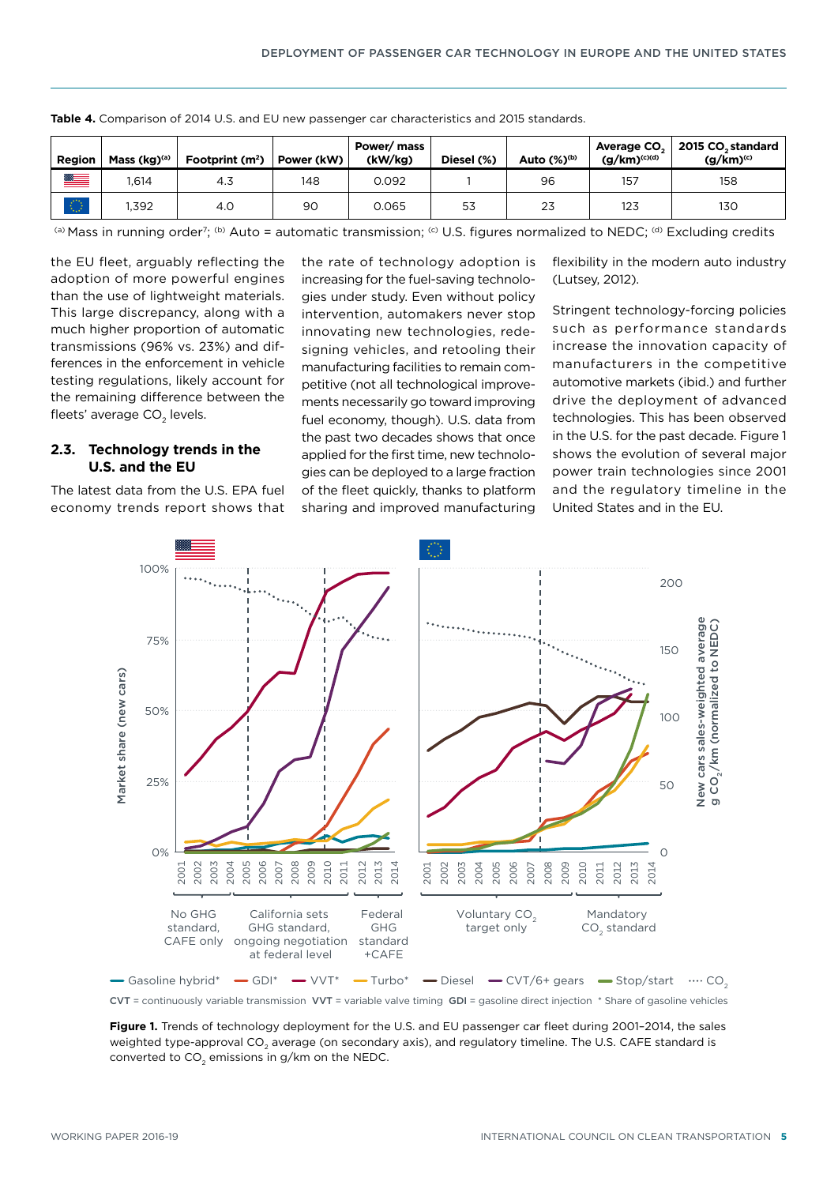**Table 4.** Comparison of 2014 U.S. and EU new passenger car characteristics and 2015 standards.

| Region | Mass (kg)[a] | Footprint (m²) | Power (kW) | Power/ mass (kW/kg) | Diesel (%) | Auto (%)[b] | Average $CO_2$ (g/km)[c][d] | 2015 $CO_2$ standard (g/km)[c] |
|---|---|---|---|---|---|---|---|---|
| U.S. | 1,614 | 4.3 | 148 | 0.092 | 1 | 96 | 157 | 158 |
| EU | 1,392 | 4.0 | 90 | 0.065 | 53 | 23 | 123 | 130 |

[a] Mass in running order[7]; [b] Auto = automatic transmission; [c] U.S. figures normalized to NEDC; [d] Excluding credits

the EU fleet, arguably reflecting the adoption of more powerful engines than the use of lightweight materials. This large discrepancy, along with a much higher proportion of automatic transmissions (96% vs. 23%) and differences in the enforcement in vehicle testing regulations, likely account for the remaining difference between the fleets' average $CO_2$ levels.

## 2.3. Technology trends in the U.S. and the EU

The latest data from the U.S. EPA fuel economy trends report shows that the rate of technology adoption is increasing for the fuel-saving technologies under study. Even without policy intervention, automakers never stop innovating new technologies, redesigning vehicles, and retooling their manufacturing facilities to remain competitive (not all technological improvements necessarily go toward improving fuel economy, though). U.S. data from the past two decades shows that once applied for the first time, new technologies can be deployed to a large fraction of the fleet quickly, thanks to platform sharing and improved manufacturing flexibility in the modern auto industry (Lutsey, 2012).

Stringent technology-forcing policies such as performance standards increase the innovation capacity of manufacturers in the competitive automotive markets (ibid.) and further drive the deployment of advanced technologies. This has been observed in the U.S. for the past decade. Figure 1 shows the evolution of several major power train technologies since 2001 and the regulatory timeline in the United States and in the EU.

**Figure 1.** Trends of technology deployment for the U.S. and EU passenger car fleet during 2001–2014, the sales weighted type-approval $CO_2$ average (on secondary axis), and regulatory timeline. The U.S. CAFE standard is converted to $CO_2$ emissions in g/km on the NEDC.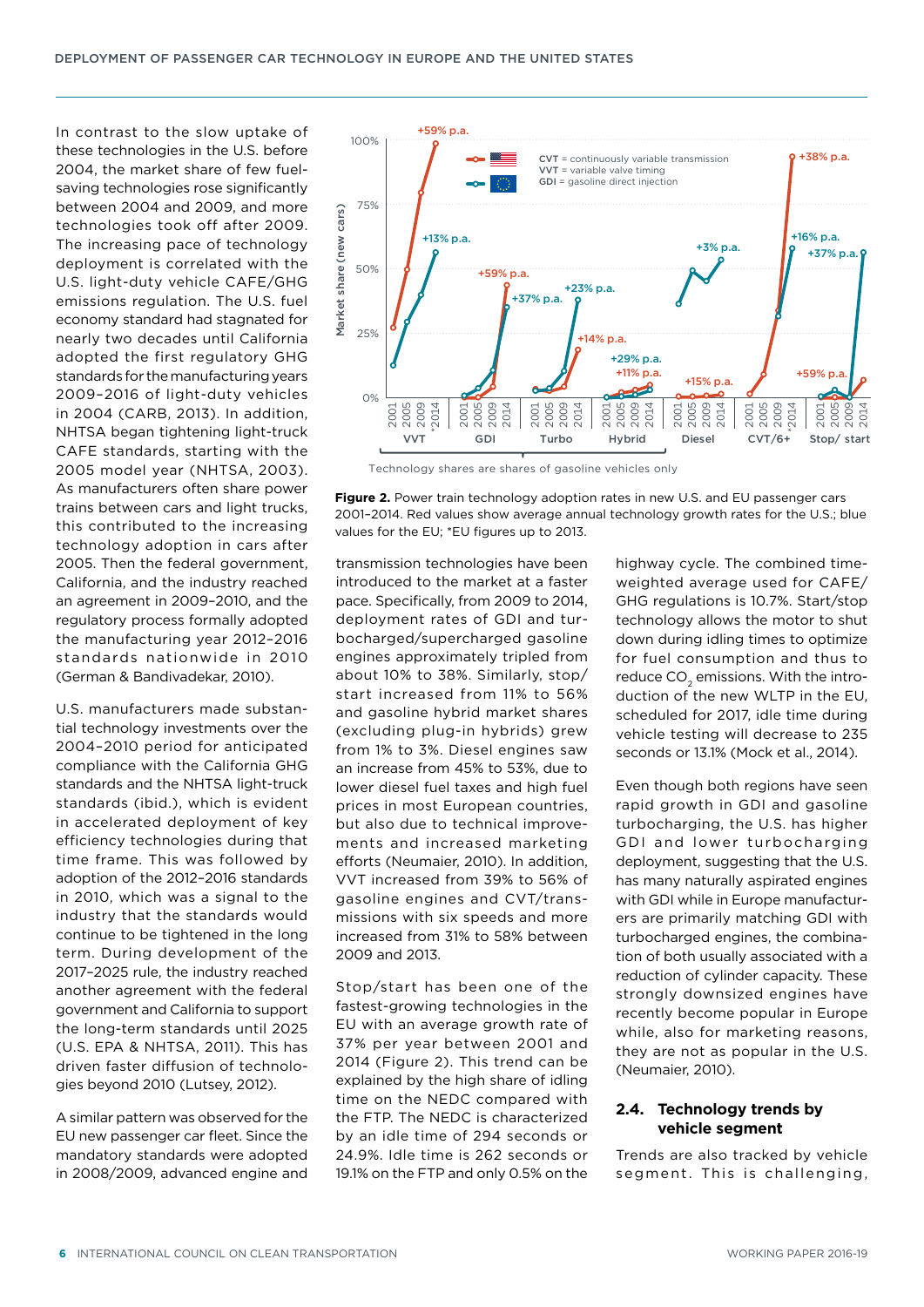In contrast to the slow uptake of these technologies in the U.S. before 2004, the market share of few fuel-saving technologies rose significantly between 2004 and 2009, and more technologies took off after 2009. The increasing pace of technology deployment is correlated with the U.S. light-duty vehicle CAFE/GHG emissions regulation. The U.S. fuel economy standard had stagnated for nearly two decades until California adopted the first regulatory GHG standards for the manufacturing years 2009–2016 of light-duty vehicles in 2004 (CARB, 2013). In addition, NHTSA began tightening light-truck CAFE standards, starting with the 2005 model year (NHTSA, 2003). As manufacturers often share power trains between cars and light trucks, this contributed to the increasing technology adoption in cars after 2005. Then the federal government, California, and the industry reached an agreement in 2009–2010, and the regulatory process formally adopted the manufacturing year 2012–2016 standards nationwide in 2010 (German & Bandivadekar, 2010).

U.S. manufacturers made substantial technology investments over the 2004–2010 period for anticipated compliance with the California GHG standards and the NHTSA light-truck standards (ibid.), which is evident in accelerated deployment of key efficiency technologies during that time frame. This was followed by adoption of the 2012–2016 standards in 2010, which was a signal to the industry that the standards would continue to be tightened in the long term. During development of the 2017–2025 rule, the industry reached another agreement with the federal government and California to support the long-term standards until 2025 (U.S. EPA & NHTSA, 2011). This has driven faster diffusion of technologies beyond 2010 (Lutsey, 2012).

A similar pattern was observed for the EU new passenger car fleet. Since the mandatory standards were adopted in 2008/2009, advanced engine and transmission technologies have been introduced to the market at a faster pace. Specifically, from 2009 to 2014, deployment rates of GDI and turbocharged/supercharged gasoline engines approximately tripled from about 10% to 38%. Similarly, stop/start increased from 11% to 56% and gasoline hybrid market shares (excluding plug-in hybrids) grew from 1% to 3%. Diesel engines saw an increase from 45% to 53%, due to lower diesel fuel taxes and high fuel prices in most European countries, but also due to technical improvements and increased marketing efforts (Neumaier, 2010). In addition, VVT increased from 39% to 56% of gasoline engines and CVT/transmissions with six speeds and more increased from 31% to 58% between 2009 and 2013.

Stop/start has been one of the fastest-growing technologies in the EU with an average growth rate of 37% per year between 2001 and 2014 (Figure 2). This trend can be explained by the high share of idling time on the NEDC compared with the FTP. The NEDC is characterized by an idle time of 294 seconds or 24.9%. Idle time is 262 seconds or 19.1% on the FTP and only 0.5% on the highway cycle. The combined time-weighted average used for CAFE/GHG regulations is 10.7%. Start/stop technology allows the motor to shut down during idling times to optimize for fuel consumption and thus to reduce $CO_2$ emissions. With the introduction of the new WLTP in the EU, scheduled for 2017, idle time during vehicle testing will decrease to 235 seconds or 13.1% (Mock et al., 2014).

Even though both regions have seen rapid growth in GDI and gasoline turbocharging, the U.S. has higher GDI and lower turbocharging deployment, suggesting that the U.S. has many naturally aspirated engines with GDI while in Europe manufacturers are primarily matching GDI with turbocharged engines, the combination of both usually associated with a reduction of cylinder capacity. These strongly downsized engines have recently become popular in Europe while, also for marketing reasons, they are not as popular in the U.S. (Neumaier, 2010).

**Figure 2.** Power train technology adoption rates in new U.S. and EU passenger cars 2001–2014. Red values show average annual technology growth rates for the U.S.; blue values for the EU; *EU figures up to 2013.

## 2.4. Technology trends by vehicle segment

Trends are also tracked by vehicle segment. This is challenging,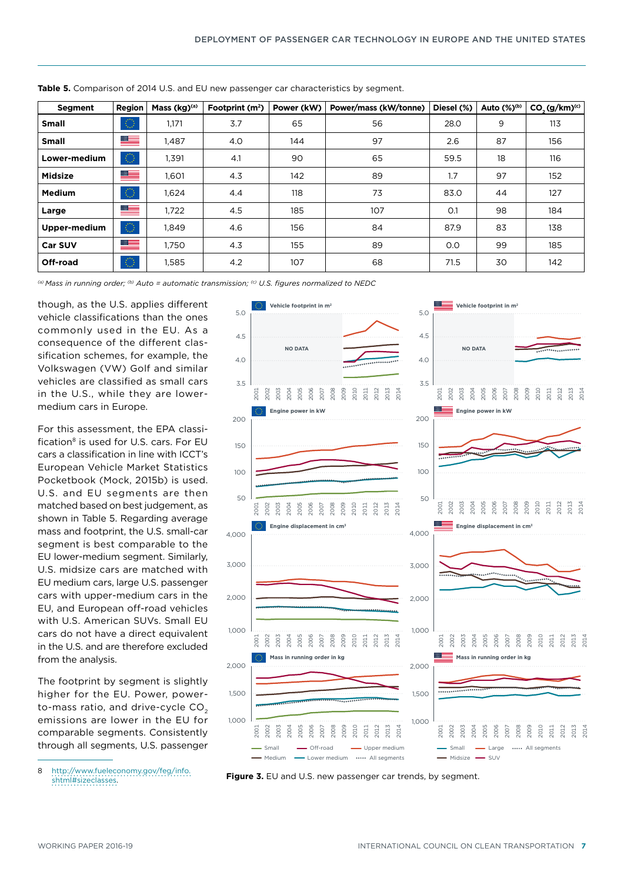**Table 5.** Comparison of 2014 U.S. and EU new passenger car characteristics by segment.

| Segment | Region | Mass (kg)[(a)] | Footprint ($m^2$) | Power (kW) | Power/mass (kW/tonne) | Diesel (%) | Auto (%)[(b)] | $CO_2$ (g/km)[(c)] |
|---|---|---|---|---|---|---|---|---|
| **Small** | EU | 1,171 | 3.7 | 65 | 56 | 28.0 | 9 | 113 |
| **Small** | US | 1,487 | 4.0 | 144 | 97 | 2.6 | 87 | 156 |
| **Lower-medium** | EU | 1,391 | 4.1 | 90 | 65 | 59.5 | 18 | 116 |
| **Midsize** | US | 1,601 | 4.3 | 142 | 89 | 1.7 | 97 | 152 |
| **Medium** | EU | 1,624 | 4.4 | 118 | 73 | 83.0 | 44 | 127 |
| **Large** | US | 1,722 | 4.5 | 185 | 107 | 0.1 | 98 | 184 |
| **Upper-medium** | EU | 1,849 | 4.6 | 156 | 84 | 87.9 | 83 | 138 |
| **Car SUV** | US | 1,750 | 4.3 | 155 | 89 | 0.0 | 99 | 185 |
| **Off-road** | EU | 1,585 | 4.2 | 107 | 68 | 71.5 | 30 | 142 |

*[(a)] Mass in running order; [(b)] Auto = automatic transmission; [(c)] U.S. figures normalized to NEDC*

though, as the U.S. applies different vehicle classifications than the ones commonly used in the EU. As a consequence of the different classification schemes, for example, the Volkswagen (VW) Golf and similar vehicles are classified as small cars in the U.S., while they are lower-medium cars in Europe.

For this assessment, the EPA classification[8] is used for U.S. cars. For EU cars a classification in line with ICCT's European Vehicle Market Statistics Pocketbook (Mock, 2015b) is used. U.S. and EU segments are then matched based on best judgement, as shown in Table 5. Regarding average mass and footprint, the U.S. small-car segment is best comparable to the EU lower-medium segment. Similarly, U.S. midsize cars are matched with EU medium cars, large U.S. passenger cars with upper-medium cars in the EU, and European off-road vehicles with U.S. American SUVs. Small EU cars do not have a direct equivalent in the U.S. and are therefore excluded from the analysis.

The footprint by segment is slightly higher for the EU. Power, power-to-mass ratio, and drive-cycle $CO_2$ emissions are lower in the EU for comparable segments. Consistently through all segments, U.S. passenger

**Figure 3.** EU and U.S. new passenger car trends, by segment.

8 http://www.fueleconomy.gov/feg/info.shtml#sizeclasses.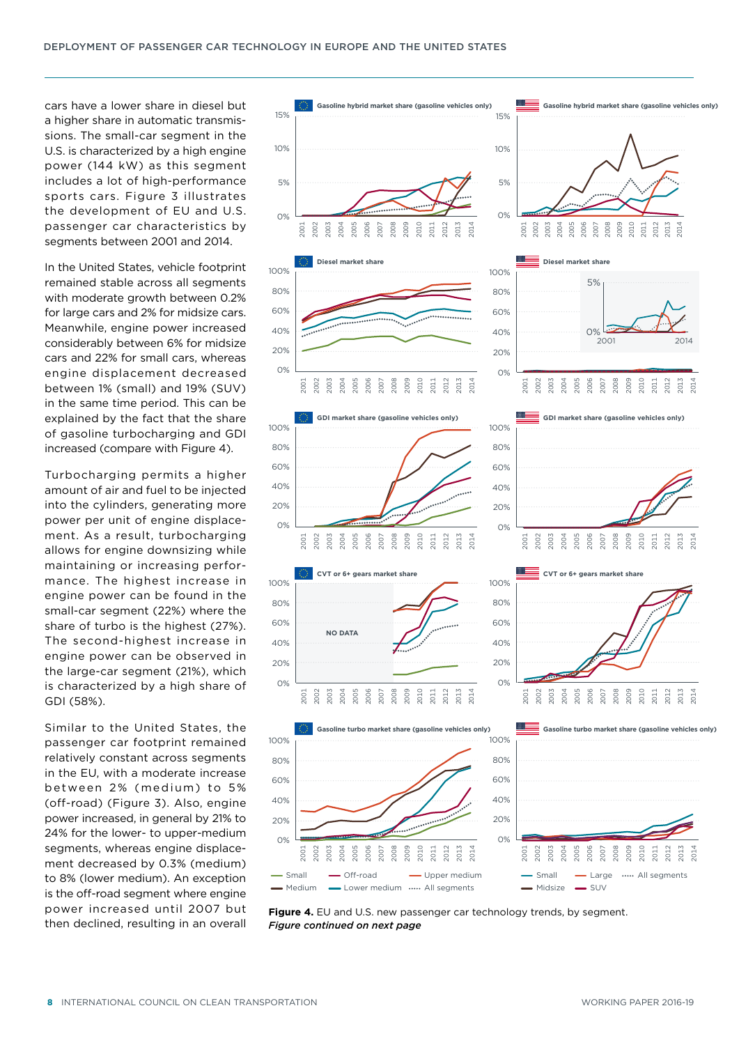cars have a lower share in diesel but a higher share in automatic transmissions. The small-car segment in the U.S. is characterized by a high engine power (144 kW) as this segment includes a lot of high-performance sports cars. Figure 3 illustrates the development of EU and U.S. passenger car characteristics by segments between 2001 and 2014.

In the United States, vehicle footprint remained stable across all segments with moderate growth between 0.2% for large cars and 2% for midsize cars. Meanwhile, engine power increased considerably between 6% for midsize cars and 22% for small cars, whereas engine displacement decreased between 1% (small) and 19% (SUV) in the same time period. This can be explained by the fact that the share of gasoline turbocharging and GDI increased (compare with Figure 4).

Turbocharging permits a higher amount of air and fuel to be injected into the cylinders, generating more power per unit of engine displacement. As a result, turbocharging allows for engine downsizing while maintaining or increasing performance. The highest increase in engine power can be found in the small-car segment (22%) where the share of turbo is the highest (27%). The second-highest increase in engine power can be observed in the large-car segment (21%), which is characterized by a high share of GDI (58%).

Similar to the United States, the passenger car footprint remained relatively constant across segments in the EU, with a moderate increase between 2% (medium) to 5% (off-road) (Figure 3). Also, engine power increased, in general by 21% to 24% for the lower- to upper-medium segments, whereas engine displacement decreased by 0.3% (medium) to 8% (lower medium). An exception is the off-road segment where engine power increased until 2007 but then declined, resulting in an overall

**Figure 4.** EU and U.S. new passenger car technology trends, by segment.
*Figure continued on next page*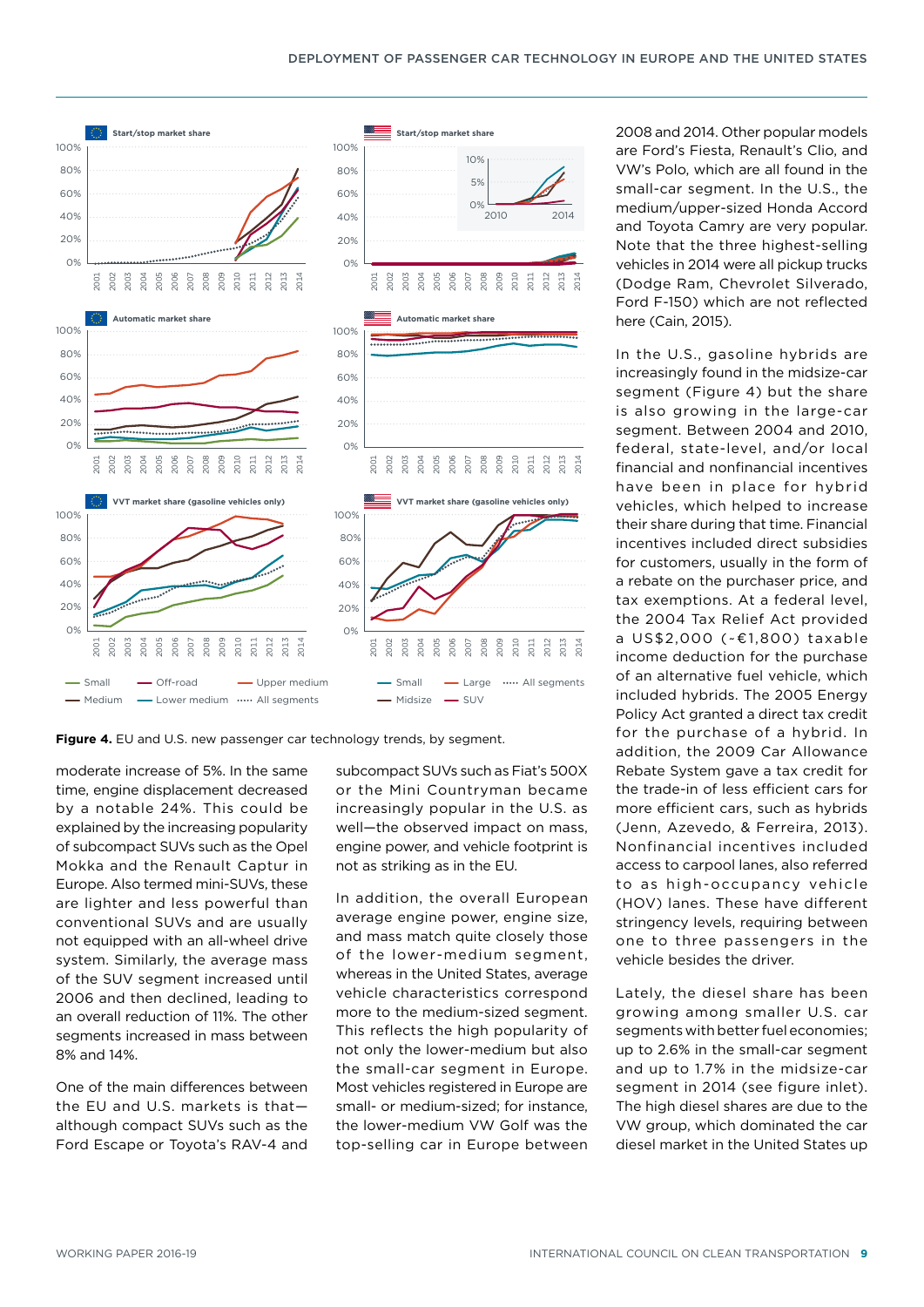**Figure 4.** EU and U.S. new passenger car technology trends, by segment.

moderate increase of 5%. In the same time, engine displacement decreased by a notable 24%. This could be explained by the increasing popularity of subcompact SUVs such as the Opel Mokka and the Renault Captur in Europe. Also termed mini-SUVs, these are lighter and less powerful than conventional SUVs and are usually not equipped with an all-wheel drive system. Similarly, the average mass of the SUV segment increased until 2006 and then declined, leading to an overall reduction of 11%. The other segments increased in mass between 8% and 14%.

One of the main differences between the EU and U.S. markets is that—although compact SUVs such as the Ford Escape or Toyota's RAV-4 and subcompact SUVs such as Fiat's 500X or the Mini Countryman became increasingly popular in the U.S. as well—the observed impact on mass, engine power, and vehicle footprint is not as striking as in the EU.

In addition, the overall European average engine power, engine size, and mass match quite closely those of the lower-medium segment, whereas in the United States, average vehicle characteristics correspond more to the medium-sized segment. This reflects the high popularity of not only the lower-medium but also the small-car segment in Europe. Most vehicles registered in Europe are small- or medium-sized; for instance, the lower-medium VW Golf was the top-selling car in Europe between 2008 and 2014. Other popular models are Ford's Fiesta, Renault's Clio, and VW's Polo, which are all found in the small-car segment. In the U.S., the medium/upper-sized Honda Accord and Toyota Camry are very popular. Note that the three highest-selling vehicles in 2014 were all pickup trucks (Dodge Ram, Chevrolet Silverado, Ford F-150) which are not reflected here (Cain, 2015).

In the U.S., gasoline hybrids are increasingly found in the midsize-car segment (Figure 4) but the share is also growing in the large-car segment. Between 2004 and 2010, federal, state-level, and/or local financial and nonfinancial incentives have been in place for hybrid vehicles, which helped to increase their share during that time. Financial incentives included direct subsidies for customers, usually in the form of a rebate on the purchaser price, and tax exemptions. At a federal level, the 2004 Tax Relief Act provided a US$2,000 (~€1,800) taxable income deduction for the purchase of an alternative fuel vehicle, which included hybrids. The 2005 Energy Policy Act granted a direct tax credit for the purchase of a hybrid. In addition, the 2009 Car Allowance Rebate System gave a tax credit for the trade-in of less efficient cars for more efficient cars, such as hybrids (Jenn, Azevedo, & Ferreira, 2013). Nonfinancial incentives included access to carpool lanes, also referred to as high-occupancy vehicle (HOV) lanes. These have different stringency levels, requiring between one to three passengers in the vehicle besides the driver.

Lately, the diesel share has been growing among smaller U.S. car segments with better fuel economies; up to 2.6% in the small-car segment and up to 1.7% in the midsize-car segment in 2014 (see figure inlet). The high diesel shares are due to the VW group, which dominated the car diesel market in the United States up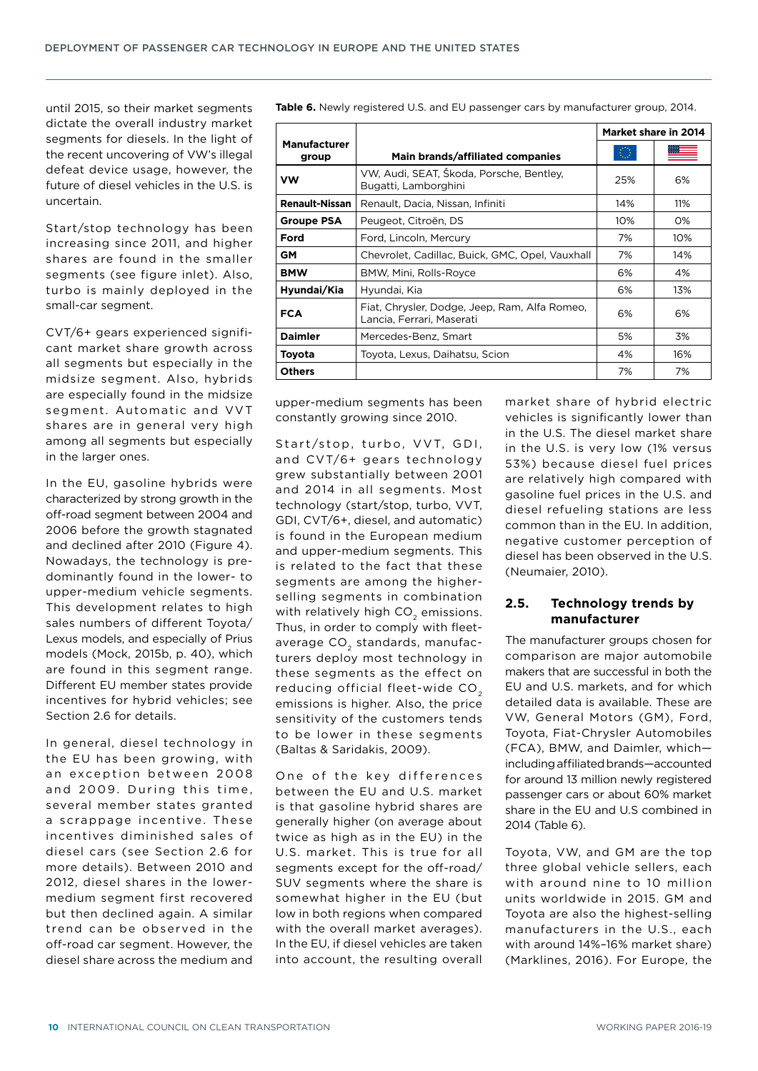until 2015, so their market segments dictate the overall industry market segments for diesels. In the light of the recent uncovering of VW's illegal defeat device usage, however, the future of diesel vehicles in the U.S. is uncertain.

Start/stop technology has been increasing since 2011, and higher shares are found in the smaller segments (see figure inlet). Also, turbo is mainly deployed in the small-car segment.

CVT/6+ gears experienced significant market share growth across all segments but especially in the midsize segment. Also, hybrids are especially found in the midsize segment. Automatic and VVT shares are in general very high among all segments but especially in the larger ones.

In the EU, gasoline hybrids were characterized by strong growth in the off-road segment between 2004 and 2006 before the growth stagnated and declined after 2010 (Figure 4). Nowadays, the technology is predominantly found in the lower- to upper-medium vehicle segments. This development relates to high sales numbers of different Toyota/Lexus models, and especially of Prius models (Mock, 2015b, p. 40), which are found in this segment range. Different EU member states provide incentives for hybrid vehicles; see Section 2.6 for details.

In general, diesel technology in the EU has been growing, with an exception between 2008 and 2009. During this time, several member states granted a scrappage incentive. These incentives diminished sales of diesel cars (see Section 2.6 for more details). Between 2010 and 2012, diesel shares in the lower-medium segment first recovered but then declined again. A similar trend can be observed in the off-road car segment. However, the diesel share across the medium and upper-medium segments has been constantly growing since 2010.

Start/stop, turbo, VVT, GDI, and CVT/6+ gears technology grew substantially between 2001 and 2014 in all segments. Most technology (start/stop, turbo, VVT, GDI, CVT/6+, diesel, and automatic) is found in the European medium and upper-medium segments. This is related to the fact that these segments are among the higher-selling segments in combination with relatively high $CO_2$ emissions. Thus, in order to comply with fleet-average $CO_2$ standards, manufacturers deploy most technology in these segments as the effect on reducing official fleet-wide $CO_2$ emissions is higher. Also, the price sensitivity of the customers tends to be lower in these segments (Baltas & Saridakis, 2009).

One of the key differences between the EU and U.S. market is that gasoline hybrid shares are generally higher (on average about twice as high as in the EU) in the U.S. market. This is true for all segments except for the off-road/SUV segments where the share is somewhat higher in the EU (but low in both regions when compared with the overall market averages). In the EU, if diesel vehicles are taken into account, the resulting overall market share of hybrid electric vehicles is significantly lower than in the U.S. The diesel market share in the U.S. is very low (1% versus 53%) because diesel fuel prices are relatively high compared with gasoline fuel prices in the U.S. and diesel refueling stations are less common than in the EU. In addition, negative customer perception of diesel has been observed in the U.S. (Neumaier, 2010).

## 2.5. Technology trends by manufacturer

The manufacturer groups chosen for comparison are major automobile makers that are successful in both the EU and U.S. markets, and for which detailed data is available. These are VW, General Motors (GM), Ford, Toyota, Fiat-Chrysler Automobiles (FCA), BMW, and Daimler, which—including affiliated brands—accounted for around 13 million newly registered passenger cars or about 60% market share in the EU and U.S combined in 2014 (Table 6).

**Table 6.** Newly registered U.S. and EU passenger cars by manufacturer group, 2014.

| Manufacturer group | Main brands/affiliated companies | Market share in 2014 | |
|---|---|---|---|
| | | EU | U.S. |
| **VW** | VW, Audi, SEAT, Škoda, Porsche, Bentley, Bugatti, Lamborghini | 25% | 6% |
| **Renault-Nissan** | Renault, Dacia, Nissan, Infiniti | 14% | 11% |
| **Groupe PSA** | Peugeot, Citroën, DS | 10% | 0% |
| **Ford** | Ford, Lincoln, Mercury | 7% | 10% |
| **GM** | Chevrolet, Cadillac, Buick, GMC, Opel, Vauxhall | 7% | 14% |
| **BMW** | BMW, Mini, Rolls-Royce | 6% | 4% |
| **Hyundai/Kia** | Hyundai, Kia | 6% | 13% |
| **FCA** | Fiat, Chrysler, Dodge, Jeep, Ram, Alfa Romeo, Lancia, Ferrari, Maserati | 6% | 6% |
| **Daimler** | Mercedes-Benz, Smart | 5% | 3% |
| **Toyota** | Toyota, Lexus, Daihatsu, Scion | 4% | 16% |
| **Others** | | 7% | 7% |

Toyota, VW, and GM are the top three global vehicle sellers, each with around nine to 10 million units worldwide in 2015. GM and Toyota are also the highest-selling manufacturers in the U.S., each with around 14%–16% market share) (Marklines, 2016). For Europe, the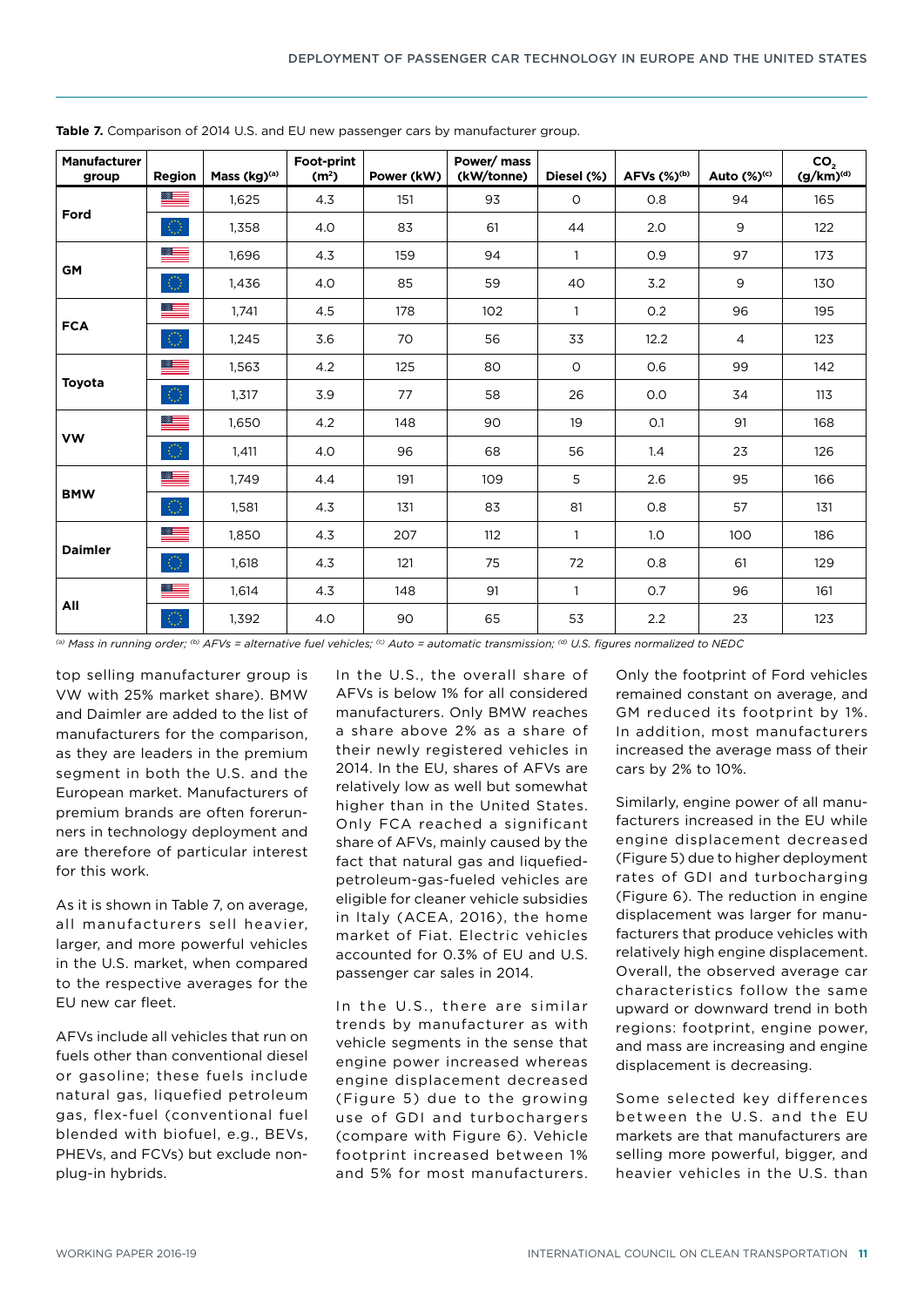**Table 7.** Comparison of 2014 U.S. and EU new passenger cars by manufacturer group.

| Manufacturer group | Region | Mass (kg)[a] | Foot-print ($m^2$) | Power (kW) | Power/ mass (kW/tonne) | Diesel (%) | AFVs (%)[b] | Auto (%)[c] | $CO_2$ (g/km)[d] |
|---|---|---|---|---|---|---|---|---|---|
| Ford | U.S. | 1,625 | 4.3 | 151 | 93 | 0 | 0.8 | 94 | 165 |
| | EU | 1,358 | 4.0 | 83 | 61 | 44 | 2.0 | 9 | 122 |
| GM | U.S. | 1,696 | 4.3 | 159 | 94 | 1 | 0.9 | 97 | 173 |
| | EU | 1,436 | 4.0 | 85 | 59 | 40 | 3.2 | 9 | 130 |
| FCA | U.S. | 1,741 | 4.5 | 178 | 102 | 1 | 0.2 | 96 | 195 |
| | EU | 1,245 | 3.6 | 70 | 56 | 33 | 12.2 | 4 | 123 |
| Toyota | U.S. | 1,563 | 4.2 | 125 | 80 | 0 | 0.6 | 99 | 142 |
| | EU | 1,317 | 3.9 | 77 | 58 | 26 | 0.0 | 34 | 113 |
| VW | U.S. | 1,650 | 4.2 | 148 | 90 | 19 | 0.1 | 91 | 168 |
| | EU | 1,411 | 4.0 | 96 | 68 | 56 | 1.4 | 23 | 126 |
| BMW | U.S. | 1,749 | 4.4 | 191 | 109 | 5 | 2.6 | 95 | 166 |
| | EU | 1,581 | 4.3 | 131 | 83 | 81 | 0.8 | 57 | 131 |
| Daimler | U.S. | 1,850 | 4.3 | 207 | 112 | 1 | 1.0 | 100 | 186 |
| | EU | 1,618 | 4.3 | 121 | 75 | 72 | 0.8 | 61 | 129 |
| All | U.S. | 1,614 | 4.3 | 148 | 91 | 1 | 0.7 | 96 | 161 |
| | EU | 1,392 | 4.0 | 90 | 65 | 53 | 2.2 | 23 | 123 |

*[a] Mass in running order; [b] AFVs = alternative fuel vehicles; [c] Auto = automatic transmission; [d] U.S. figures normalized to NEDC*

top selling manufacturer group is VW with 25% market share). BMW and Daimler are added to the list of manufacturers for the comparison, as they are leaders in the premium segment in both the U.S. and the European market. Manufacturers of premium brands are often forerunners in technology deployment and are therefore of particular interest for this work.

As it is shown in Table 7, on average, all manufacturers sell heavier, larger, and more powerful vehicles in the U.S. market, when compared to the respective averages for the EU new car fleet.

AFVs include all vehicles that run on fuels other than conventional diesel or gasoline; these fuels include natural gas, liquefied petroleum gas, flex-fuel (conventional fuel blended with biofuel, e.g., BEVs, PHEVs, and FCVs) but exclude non-plug-in hybrids.

In the U.S., the overall share of AFVs is below 1% for all considered manufacturers. Only BMW reaches a share above 2% as a share of their newly registered vehicles in 2014. In the EU, shares of AFVs are relatively low as well but somewhat higher than in the United States. Only FCA reached a significant share of AFVs, mainly caused by the fact that natural gas and liquefied-petroleum-gas-fueled vehicles are eligible for cleaner vehicle subsidies in Italy (ACEA, 2016), the home market of Fiat. Electric vehicles accounted for 0.3% of EU and U.S. passenger car sales in 2014.

In the U.S., there are similar trends by manufacturer as with vehicle segments in the sense that engine power increased whereas engine displacement decreased (Figure 5) due to the growing use of GDI and turbochargers (compare with Figure 6). Vehicle footprint increased between 1% and 5% for most manufacturers. Only the footprint of Ford vehicles remained constant on average, and GM reduced its footprint by 1%. In addition, most manufacturers increased the average mass of their cars by 2% to 10%.

Similarly, engine power of all manufacturers increased in the EU while engine displacement decreased (Figure 5) due to higher deployment rates of GDI and turbocharging (Figure 6). The reduction in engine displacement was larger for manufacturers that produce vehicles with relatively high engine displacement. Overall, the observed average car characteristics follow the same upward or downward trend in both regions: footprint, engine power, and mass are increasing and engine displacement is decreasing.

Some selected key differences between the U.S. and the EU markets are that manufacturers are selling more powerful, bigger, and heavier vehicles in the U.S. than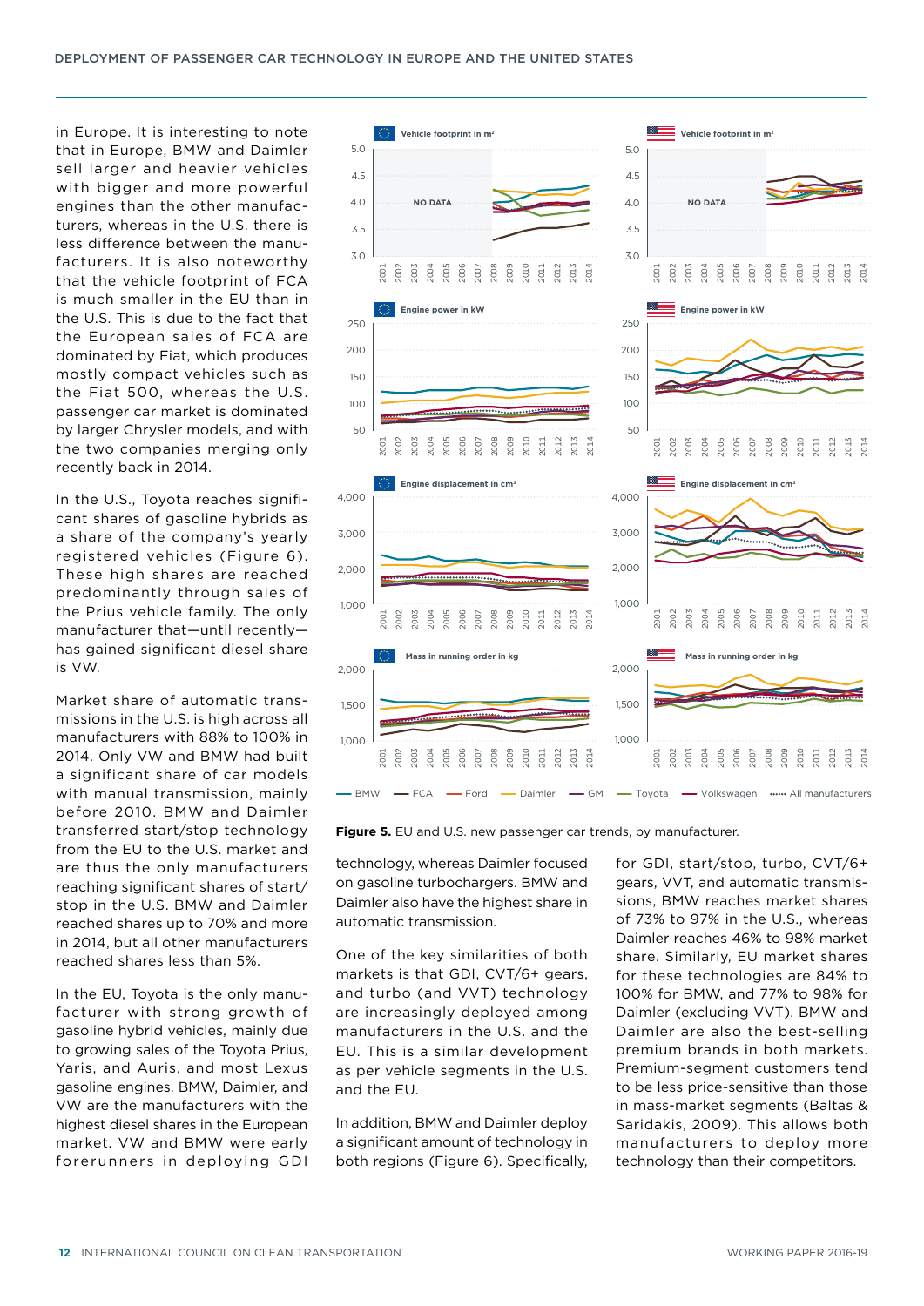in Europe. It is interesting to note that in Europe, BMW and Daimler sell larger and heavier vehicles with bigger and more powerful engines than the other manufacturers, whereas in the U.S. there is less difference between the manufacturers. It is also noteworthy that the vehicle footprint of FCA is much smaller in the EU than in the U.S. This is due to the fact that the European sales of FCA are dominated by Fiat, which produces mostly compact vehicles such as the Fiat 500, whereas the U.S. passenger car market is dominated by larger Chrysler models, and with the two companies merging only recently back in 2014.

In the U.S., Toyota reaches significant shares of gasoline hybrids as a share of the company's yearly registered vehicles (Figure 6). These high shares are reached predominantly through sales of the Prius vehicle family. The only manufacturer that—until recently—has gained significant diesel share is VW.

Market share of automatic transmissions in the U.S. is high across all manufacturers with 88% to 100% in 2014. Only VW and BMW had built a significant share of car models with manual transmission, mainly before 2010. BMW and Daimler transferred start/stop technology from the EU to the U.S. market and are thus the only manufacturers reaching significant shares of start/stop in the U.S. BMW and Daimler reached shares up to 70% and more in 2014, but all other manufacturers reached shares less than 5%.

In the EU, Toyota is the only manufacturer with strong growth of gasoline hybrid vehicles, mainly due to growing sales of the Toyota Prius, Yaris, and Auris, and most Lexus gasoline engines. BMW, Daimler, and VW are the manufacturers with the highest diesel shares in the European market. VW and BMW were early forerunners in deploying GDI technology, whereas Daimler focused on gasoline turbochargers. BMW and Daimler also have the highest share in automatic transmission.

**Figure 5.** EU and U.S. new passenger car trends, by manufacturer.

One of the key similarities of both markets is that GDI, CVT/6+ gears, and turbo (and VVT) technology are increasingly deployed among manufacturers in the U.S. and the EU. This is a similar development as per vehicle segments in the U.S. and the EU.

In addition, BMW and Daimler deploy a significant amount of technology in both regions (Figure 6). Specifically, for GDI, start/stop, turbo, CVT/6+ gears, VVT, and automatic transmissions, BMW reaches market shares of 73% to 97% in the U.S., whereas Daimler reaches 46% to 98% market share. Similarly, EU market shares for these technologies are 84% to 100% for BMW, and 77% to 98% for Daimler (excluding VVT). BMW and Daimler are also the best-selling premium brands in both markets. Premium-segment customers tend to be less price-sensitive than those in mass-market segments (Baltas & Saridakis, 2009). This allows both manufacturers to deploy more technology than their competitors.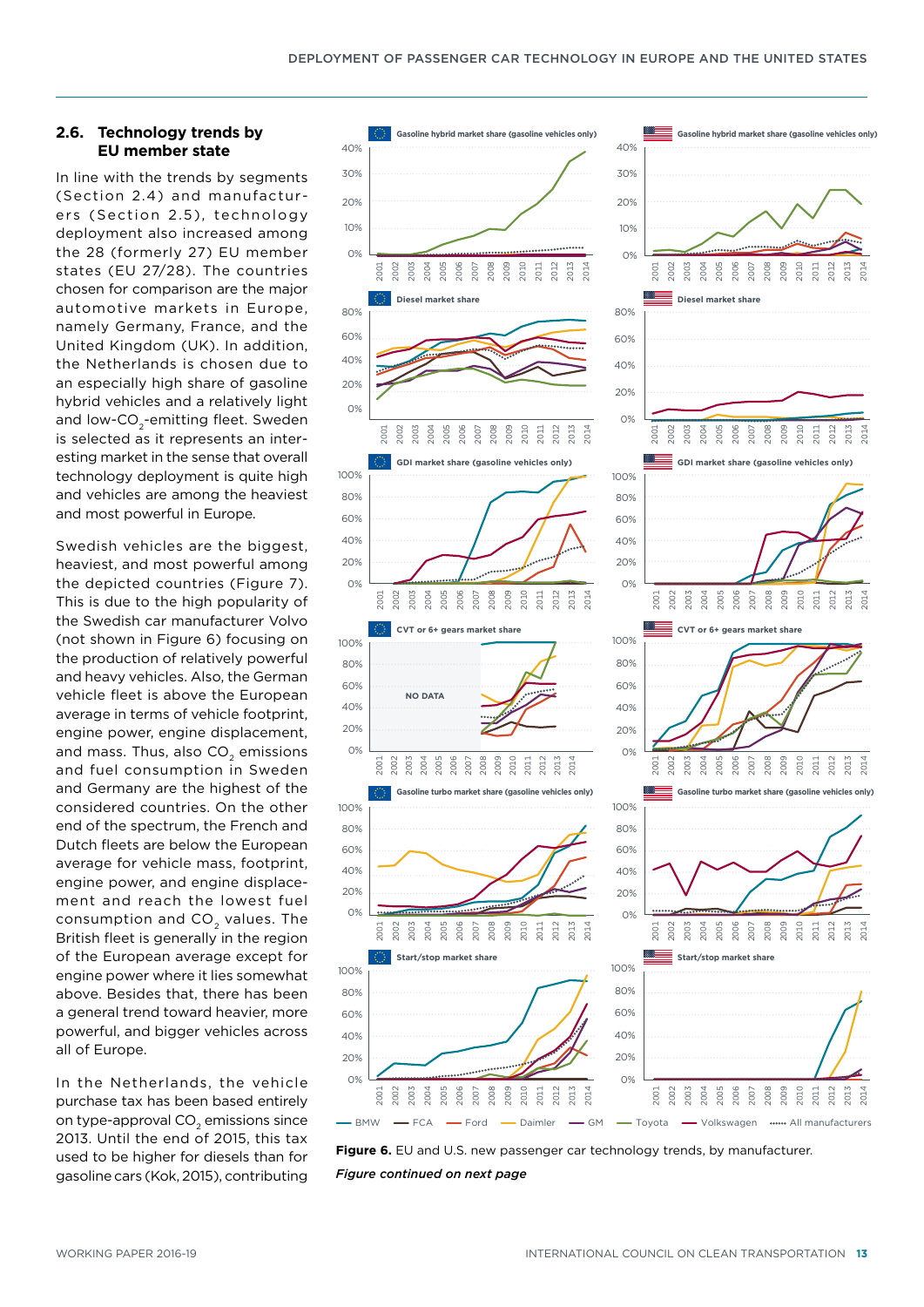## 2.6. Technology trends by EU member state

In line with the trends by segments (Section 2.4) and manufacturers (Section 2.5), technology deployment also increased among the 28 (formerly 27) EU member states (EU 27/28). The countries chosen for comparison are the major automotive markets in Europe, namely Germany, France, and the United Kingdom (UK). In addition, the Netherlands is chosen due to an especially high share of gasoline hybrid vehicles and a relatively light and low-$CO_2$-emitting fleet. Sweden is selected as it represents an interesting market in the sense that overall technology deployment is quite high and vehicles are among the heaviest and most powerful in Europe.

Swedish vehicles are the biggest, heaviest, and most powerful among the depicted countries (Figure 7). This is due to the high popularity of the Swedish car manufacturer Volvo (not shown in Figure 6) focusing on the production of relatively powerful and heavy vehicles. Also, the German vehicle fleet is above the European average in terms of vehicle footprint, engine power, engine displacement, and mass. Thus, also $CO_2$ emissions and fuel consumption in Sweden and Germany are the highest of the considered countries. On the other end of the spectrum, the French and Dutch fleets are below the European average for vehicle mass, footprint, engine power, and engine displacement and reach the lowest fuel consumption and $CO_2$ values. The British fleet is generally in the region of the European average except for engine power where it lies somewhat above. Besides that, there has been a general trend toward heavier, more powerful, and bigger vehicles across all of Europe.

In the Netherlands, the vehicle purchase tax has been based entirely on type-approval $CO_2$ emissions since 2013. Until the end of 2015, this tax used to be higher for diesels than for gasoline cars (Kok, 2015), contributing

**Figure 6.** EU and U.S. new passenger car technology trends, by manufacturer.

*Figure continued on next page*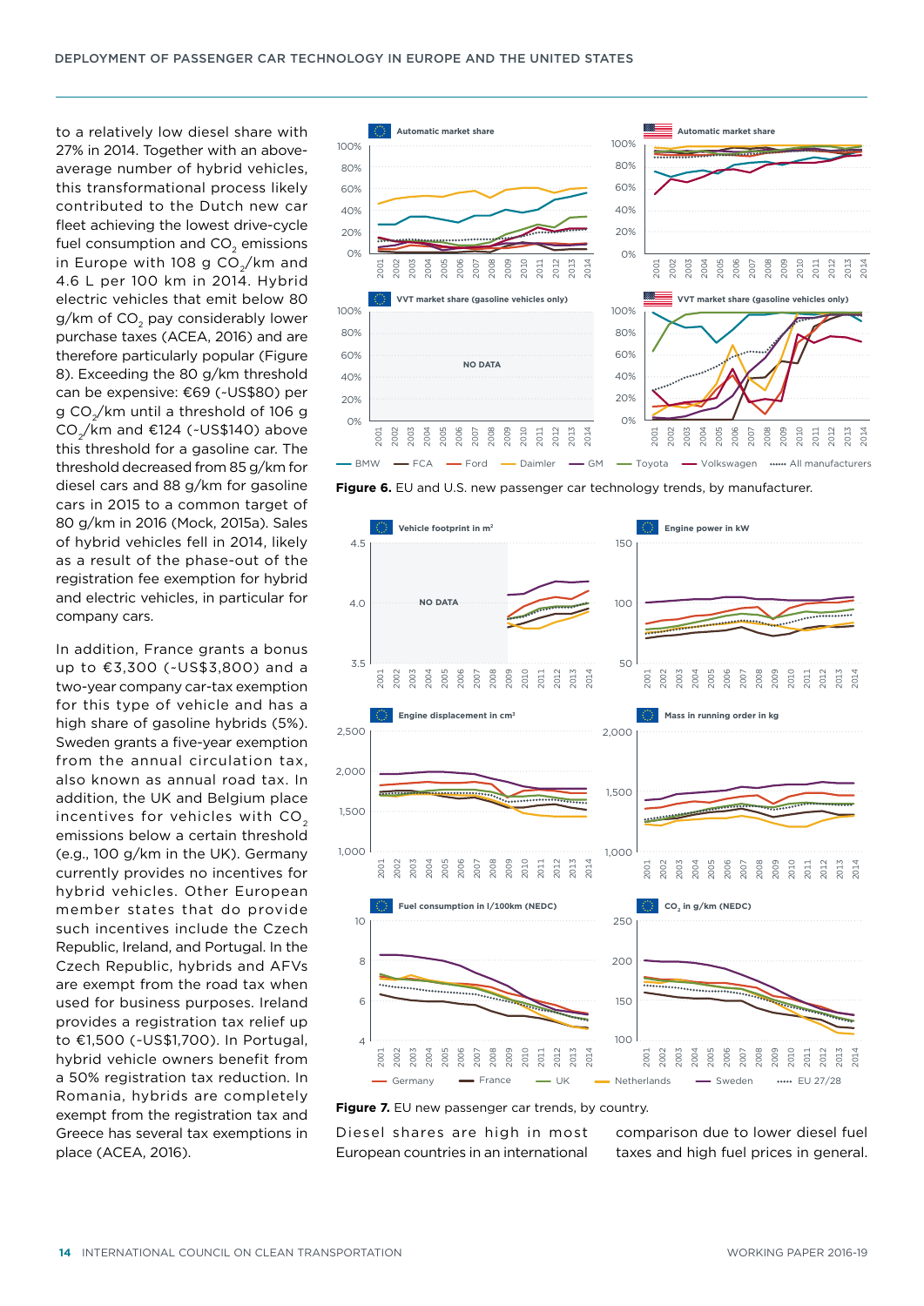to a relatively low diesel share with 27% in 2014. Together with an above-average number of hybrid vehicles, this transformational process likely contributed to the Dutch new car fleet achieving the lowest drive-cycle fuel consumption and $CO_2$ emissions in Europe with 108 g $CO_2$/km and 4.6 L per 100 km in 2014. Hybrid electric vehicles that emit below 80 g/km of $CO_2$ pay considerably lower purchase taxes (ACEA, 2016) and are therefore particularly popular (Figure 8). Exceeding the 80 g/km threshold can be expensive: €69 (~US$80) per g $CO_2$/km until a threshold of 106 g $CO_2$/km and €124 (~US$140) above this threshold for a gasoline car. The threshold decreased from 85 g/km for diesel cars and 88 g/km for gasoline cars in 2015 to a common target of 80 g/km in 2016 (Mock, 2015a). Sales of hybrid vehicles fell in 2014, likely as a result of the phase-out of the registration fee exemption for hybrid and electric vehicles, in particular for company cars.

In addition, France grants a bonus up to €3,300 (~US$3,800) and a two-year company car-tax exemption for this type of vehicle and has a high share of gasoline hybrids (5%). Sweden grants a five-year exemption from the annual circulation tax, also known as annual road tax. In addition, the UK and Belgium place incentives for vehicles with $CO_2$ emissions below a certain threshold (e.g., 100 g/km in the UK). Germany currently provides no incentives for hybrid vehicles. Other European member states that do provide such incentives include the Czech Republic, Ireland, and Portugal. In the Czech Republic, hybrids and AFVs are exempt from the road tax when used for business purposes. Ireland provides a registration tax relief up to €1,500 (~US$1,700). In Portugal, hybrid vehicle owners benefit from a 50% registration tax reduction. In Romania, hybrids are completely exempt from the registration tax and Greece has several tax exemptions in place (ACEA, 2016).

**Figure 6.** EU and U.S. new passenger car technology trends, by manufacturer.

**Figure 7.** EU new passenger car trends, by country.

Diesel shares are high in most European countries in an international comparison due to lower diesel fuel taxes and high fuel prices in general.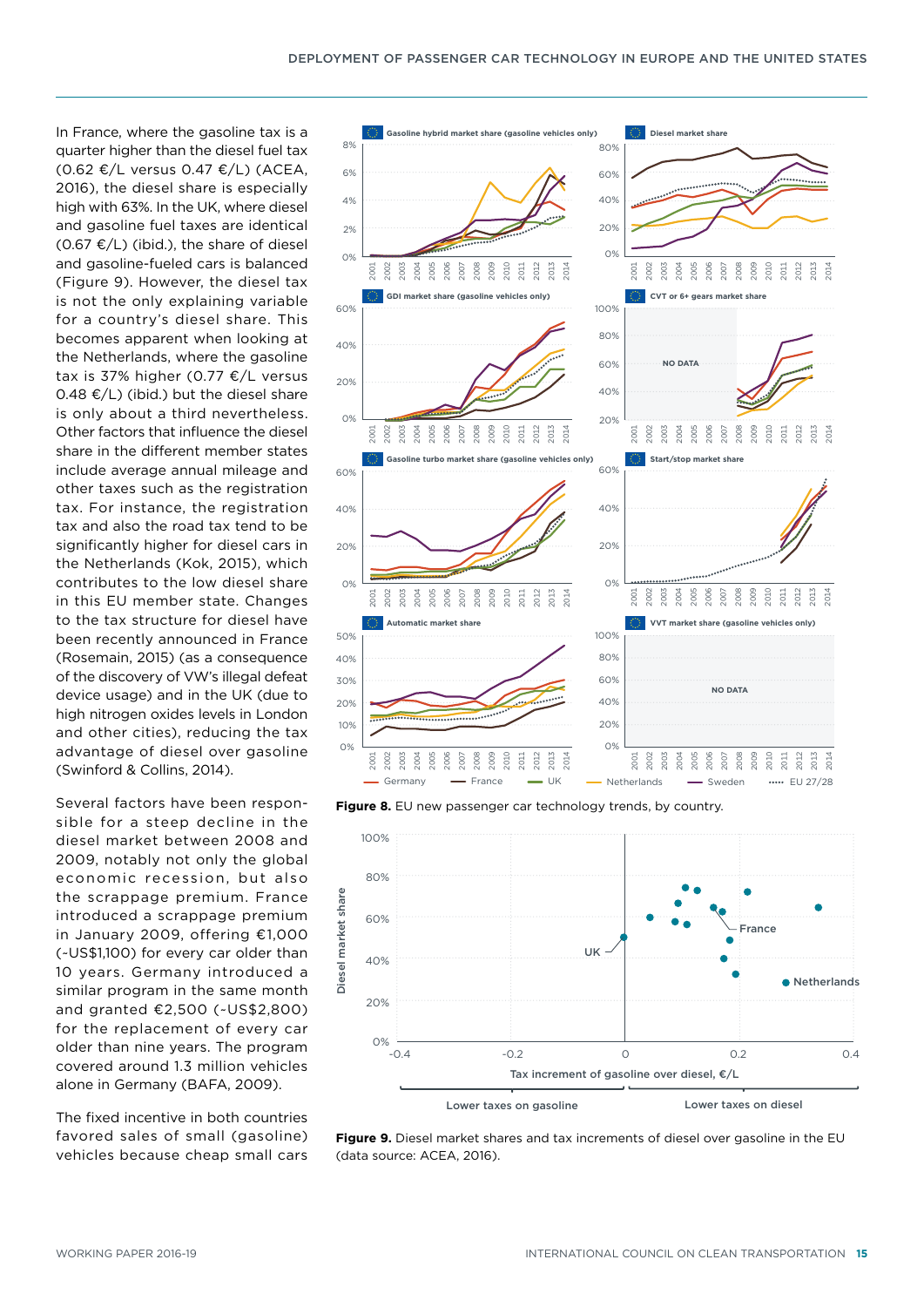In France, where the gasoline tax is a quarter higher than the diesel fuel tax (0.62 €/L versus 0.47 €/L) (ACEA, 2016), the diesel share is especially high with 63%. In the UK, where diesel and gasoline fuel taxes are identical (0.67 €/L) (ibid.), the share of diesel and gasoline-fueled cars is balanced (Figure 9). However, the diesel tax is not the only explaining variable for a country's diesel share. This becomes apparent when looking at the Netherlands, where the gasoline tax is 37% higher (0.77 €/L versus 0.48 €/L) (ibid.) but the diesel share is only about a third nevertheless. Other factors that influence the diesel share in the different member states include average annual mileage and other taxes such as the registration tax. For instance, the registration tax and also the road tax tend to be significantly higher for diesel cars in the Netherlands (Kok, 2015), which contributes to the low diesel share in this EU member state. Changes to the tax structure for diesel have been recently announced in France (Rosemain, 2015) (as a consequence of the discovery of VW's illegal defeat device usage) and in the UK (due to high nitrogen oxides levels in London and other cities), reducing the tax advantage of diesel over gasoline (Swinford & Collins, 2014).

Several factors have been responsible for a steep decline in the diesel market between 2008 and 2009, notably not only the global economic recession, but also the scrappage premium. France introduced a scrappage premium in January 2009, offering €1,000 (~US$1,100) for every car older than 10 years. Germany introduced a similar program in the same month and granted €2,500 (~US$2,800) for the replacement of every car older than nine years. The program covered around 1.3 million vehicles alone in Germany (BAFA, 2009).

The fixed incentive in both countries favored sales of small (gasoline) vehicles because cheap small cars

**Figure 8.** EU new passenger car technology trends, by country.

**Figure 9.** Diesel market shares and tax increments of diesel over gasoline in the EU (data source: ACEA, 2016).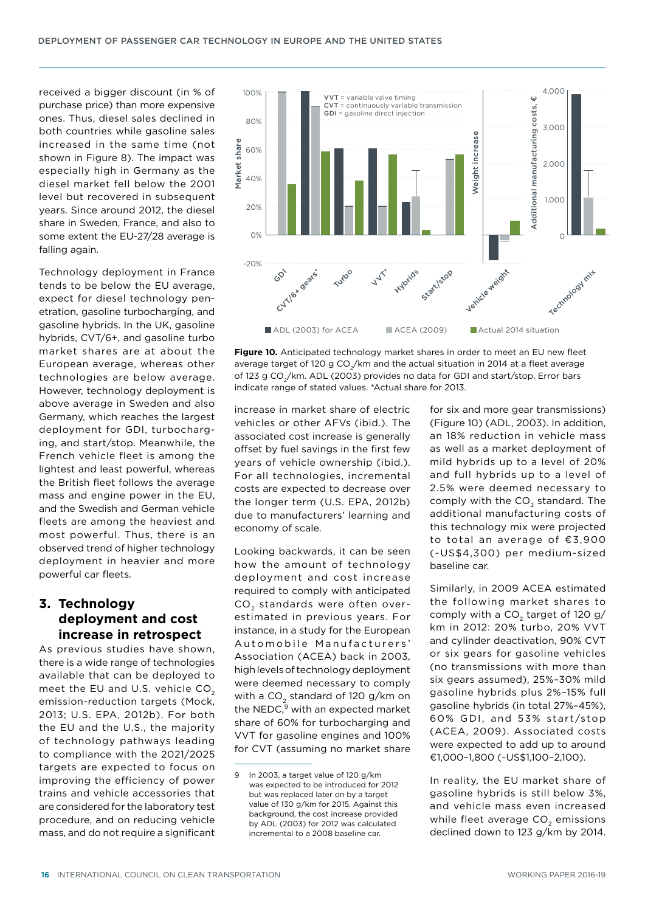received a bigger discount (in % of purchase price) than more expensive ones. Thus, diesel sales declined in both countries while gasoline sales increased in the same time (not shown in Figure 8). The impact was especially high in Germany as the diesel market fell below the 2001 level but recovered in subsequent years. Since around 2012, the diesel share in Sweden, France, and also to some extent the EU-27/28 average is falling again.

Technology deployment in France tends to be below the EU average, expect for diesel technology penetration, gasoline turbocharging, and gasoline hybrids. In the UK, gasoline hybrids, CVT/6+, and gasoline turbo market shares are at about the European average, whereas other technologies are below average. However, technology deployment is above average in Sweden and also Germany, which reaches the largest deployment for GDI, turbocharging, and start/stop. Meanwhile, the French vehicle fleet is among the lightest and least powerful, whereas the British fleet follows the average mass and engine power in the EU, and the Swedish and German vehicle fleets are among the heaviest and most powerful. Thus, there is an observed trend of higher technology deployment in heavier and more powerful car fleets.

## 3. Technology deployment and cost increase in retrospect

As previous studies have shown, there is a wide range of technologies available that can be deployed to meet the EU and U.S. vehicle $CO_2$ emission-reduction targets (Mock, 2013; U.S. EPA, 2012b). For both the EU and the U.S., the majority of technology pathways leading to compliance with the 2021/2025 targets are expected to focus on improving the efficiency of power trains and vehicle accessories that are considered for the laboratory test procedure, and on reducing vehicle mass, and do not require a significant increase in market share of electric vehicles or other AFVs (ibid.). The associated cost increase is generally offset by fuel savings in the first few years of vehicle ownership (ibid.). For all technologies, incremental costs are expected to decrease over the longer term (U.S. EPA, 2012b) due to manufacturers' learning and economy of scale.

Looking backwards, it can be seen how the amount of technology deployment and cost increase required to comply with anticipated $CO_2$ standards were often overestimated in previous years. For instance, in a study for the European Automobile Manufacturers' Association (ACEA) back in 2003, high levels of technology deployment were deemed necessary to comply with a $CO_2$ standard of 120 g/km on the NEDC,[9] with an expected market share of 60% for turbocharging and VVT for gasoline engines and 100% for CVT (assuming no market share for six and more gear transmissions) (Figure 10) (ADL, 2003). In addition, an 18% reduction in vehicle mass as well as a market deployment of mild hybrids up to a level of 20% and full hybrids up to a level of 2.5% were deemed necessary to comply with the $CO_2$ standard. The additional manufacturing costs of this technology mix were projected to total an average of €3,900 (~US$4,300) per medium-sized baseline car.

Similarly, in 2009 ACEA estimated the following market shares to comply with a $CO_2$ target of 120 g/km in 2012: 20% turbo, 20% VVT and cylinder deactivation, 90% CVT or six gears for gasoline vehicles (no transmissions with more than six gears assumed), 25%–30% mild gasoline hybrids plus 2%–15% full gasoline hybrids (in total 27%–45%), 60% GDI, and 53% start/stop (ACEA, 2009). Associated costs were expected to add up to around €1,000–1,800 (~US$1,100–2,100).

In reality, the EU market share of gasoline hybrids is still below 3%, and vehicle mass even increased while fleet average $CO_2$ emissions declined down to 123 g/km by 2014.

**Figure 10.** Anticipated technology market shares in order to meet an EU new fleet average target of 120 g $CO_2$/km and the actual situation in 2014 at a fleet average of 123 g $CO_2$/km. ADL (2003) provides no data for GDI and start/stop. Error bars indicate range of stated values. *Actual share for 2013.

[9] In 2003, a target value of 120 g/km was expected to be introduced for 2012 but was replaced later on by a target value of 130 g/km for 2015. Against this background, the cost increase provided by ADL (2003) for 2012 was calculated incremental to a 2008 baseline car.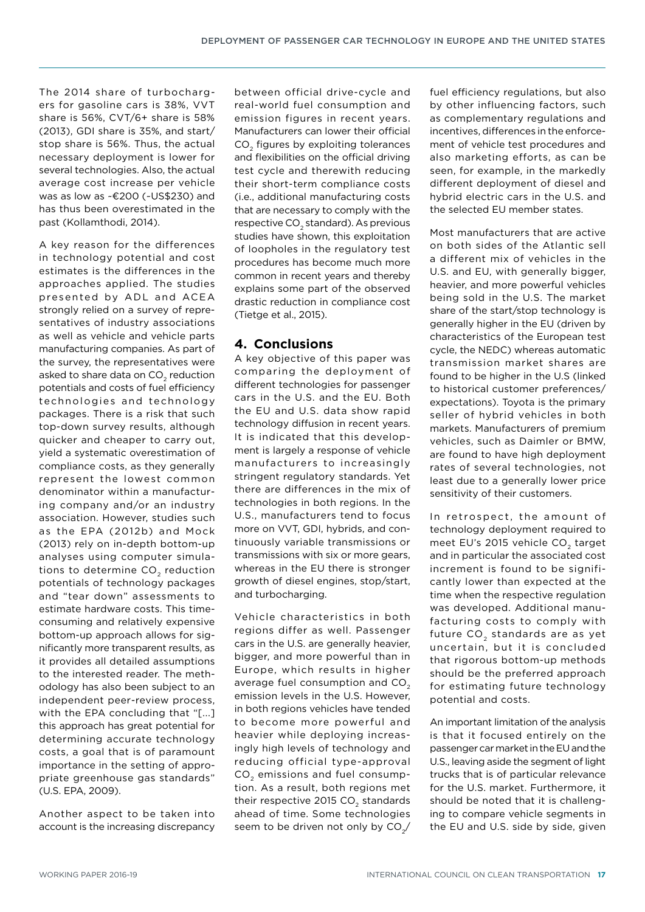The 2014 share of turbochargers for gasoline cars is 38%, VVT share is 56%, CVT/6+ share is 58% (2013), GDI share is 35%, and start/stop share is 56%. Thus, the actual necessary deployment is lower for several technologies. Also, the actual average cost increase per vehicle was as low as ~€200 (~US$230) and has thus been overestimated in the past (Kollamthodi, 2014).

A key reason for the differences in technology potential and cost estimates is the differences in the approaches applied. The studies presented by ADL and ACEA strongly relied on a survey of representatives of industry associations as well as vehicle and vehicle parts manufacturing companies. As part of the survey, the representatives were asked to share data on $CO_2$ reduction potentials and costs of fuel efficiency technologies and technology packages. There is a risk that such top-down survey results, although quicker and cheaper to carry out, yield a systematic overestimation of compliance costs, as they generally represent the lowest common denominator within a manufacturing company and/or an industry association. However, studies such as the EPA (2012b) and Mock (2013) rely on in-depth bottom-up analyses using computer simulations to determine $CO_2$ reduction potentials of technology packages and "tear down" assessments to estimate hardware costs. This time-consuming and relatively expensive bottom-up approach allows for significantly more transparent results, as it provides all detailed assumptions to the interested reader. The methodology has also been subject to an independent peer-review process, with the EPA concluding that "[...] this approach has great potential for determining accurate technology costs, a goal that is of paramount importance in the setting of appropriate greenhouse gas standards" (U.S. EPA, 2009).

Another aspect to be taken into account is the increasing discrepancy between official drive-cycle and real-world fuel consumption and emission figures in recent years. Manufacturers can lower their official $CO_2$ figures by exploiting tolerances and flexibilities on the official driving test cycle and therewith reducing their short-term compliance costs (i.e., additional manufacturing costs that are necessary to comply with the respective $CO_2$ standard). As previous studies have shown, this exploitation of loopholes in the regulatory test procedures has become much more common in recent years and thereby explains some part of the observed drastic reduction in compliance cost (Tietge et al., 2015).

## 4. Conclusions

A key objective of this paper was comparing the deployment of different technologies for passenger cars in the U.S. and the EU. Both the EU and U.S. data show rapid technology diffusion in recent years. It is indicated that this development is largely a response of vehicle manufacturers to increasingly stringent regulatory standards. Yet there are differences in the mix of technologies in both regions. In the U.S., manufacturers tend to focus more on VVT, GDI, hybrids, and continuously variable transmissions or transmissions with six or more gears, whereas in the EU there is stronger growth of diesel engines, stop/start, and turbocharging.

Vehicle characteristics in both regions differ as well. Passenger cars in the U.S. are generally heavier, bigger, and more powerful than in Europe, which results in higher average fuel consumption and $CO_2$ emission levels in the U.S. However, in both regions vehicles have tended to become more powerful and heavier while deploying increasingly high levels of technology and reducing official type-approval $CO_2$ emissions and fuel consumption. As a result, both regions met their respective 2015 $CO_2$ standards ahead of time. Some technologies seem to be driven not only by $CO_2$/fuel efficiency regulations, but also by other influencing factors, such as complementary regulations and incentives, differences in the enforcement of vehicle test procedures and also marketing efforts, as can be seen, for example, in the markedly different deployment of diesel and hybrid electric cars in the U.S. and the selected EU member states.

Most manufacturers that are active on both sides of the Atlantic sell a different mix of vehicles in the U.S. and EU, with generally bigger, heavier, and more powerful vehicles being sold in the U.S. The market share of the start/stop technology is generally higher in the EU (driven by characteristics of the European test cycle, the NEDC) whereas automatic transmission market shares are found to be higher in the U.S (linked to historical customer preferences/expectations). Toyota is the primary seller of hybrid vehicles in both markets. Manufacturers of premium vehicles, such as Daimler or BMW, are found to have high deployment rates of several technologies, not least due to a generally lower price sensitivity of their customers.

In retrospect, the amount of technology deployment required to meet EU's 2015 vehicle $CO_2$ target and in particular the associated cost increment is found to be significantly lower than expected at the time when the respective regulation was developed. Additional manufacturing costs to comply with future $CO_2$ standards are as yet uncertain, but it is concluded that rigorous bottom-up methods should be the preferred approach for estimating future technology potential and costs.

An important limitation of the analysis is that it focused entirely on the passenger car market in the EU and the U.S., leaving aside the segment of light trucks that is of particular relevance for the U.S. market. Furthermore, it should be noted that it is challenging to compare vehicle segments in the EU and U.S. side by side, given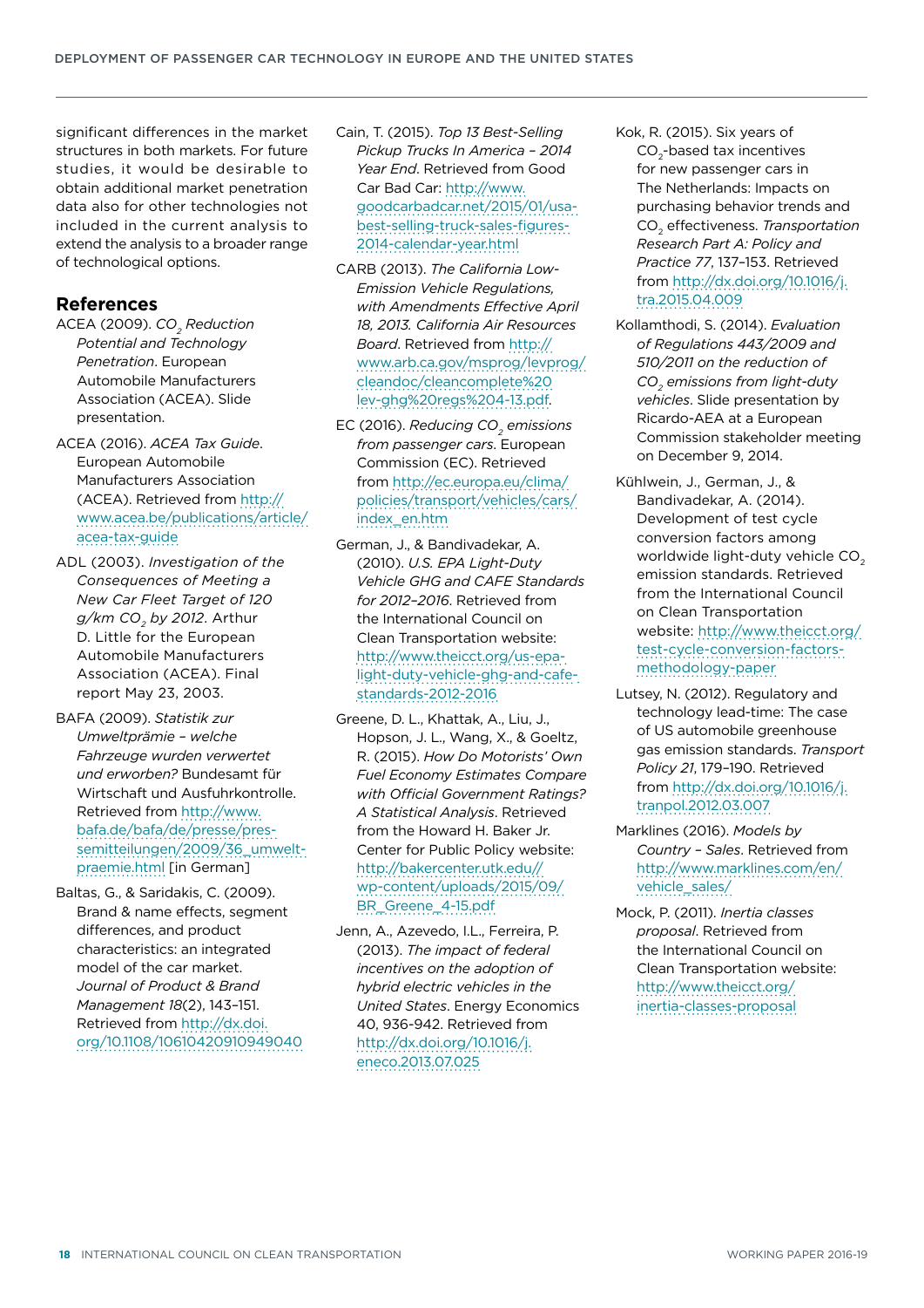significant differences in the market structures in both markets. For future studies, it would be desirable to obtain additional market penetration data also for other technologies not included in the current analysis to extend the analysis to a broader range of technological options.

## References

ACEA (2009). *$CO_2$ Reduction Potential and Technology Penetration*. European Automobile Manufacturers Association (ACEA). Slide presentation.

ACEA (2016). *ACEA Tax Guide*. European Automobile Manufacturers Association (ACEA). Retrieved from http://www.acea.be/publications/article/acea-tax-guide

ADL (2003). *Investigation of the Consequences of Meeting a New Car Fleet Target of 120 g/km $CO_2$ by 2012*. Arthur D. Little for the European Automobile Manufacturers Association (ACEA). Final report May 23, 2003.

BAFA (2009). *Statistik zur Umweltprämie – welche Fahrzeuge wurden verwertet und erworben?* Bundesamt für Wirtschaft und Ausfuhrkontrolle. Retrieved from http://www.bafa.de/bafa/de/presse/pressemitteilungen/2009/36_umweltpraemie.html [in German]

Baltas, G., & Saridakis, C. (2009). Brand & name effects, segment differences, and product characteristics: an integrated model of the car market. *Journal of Product & Brand Management 18*(2), 143–151. Retrieved from http://dx.doi.org/10.1108/10610420910949040

Cain, T. (2015). *Top 13 Best-Selling Pickup Trucks In America – 2014 Year End*. Retrieved from Good Car Bad Car: http://www.goodcarbadcar.net/2015/01/usa-best-selling-truck-sales-figures-2014-calendar-year.html

CARB (2013). *The California Low-Emission Vehicle Regulations, with Amendments Effective April 18, 2013. California Air Resources Board*. Retrieved from http://www.arb.ca.gov/msprog/levprog/cleandoc/cleancomplete%20lev-ghg%20regs%204-13.pdf.

EC (2016). *Reducing $CO_2$ emissions from passenger cars*. European Commission (EC). Retrieved from http://ec.europa.eu/clima/policies/transport/vehicles/cars/index_en.htm

German, J., & Bandivadekar, A. (2010). *U.S. EPA Light-Duty Vehicle GHG and CAFE Standards for 2012–2016*. Retrieved from the International Council on Clean Transportation website: http://www.theicct.org/us-epa-light-duty-vehicle-ghg-and-cafe-standards-2012-2016

Greene, D. L., Khattak, A., Liu, J., Hopson, J. L., Wang, X., & Goeltz, R. (2015). *How Do Motorists' Own Fuel Economy Estimates Compare with Official Government Ratings? A Statistical Analysis*. Retrieved from the Howard H. Baker Jr. Center for Public Policy website: http://bakercenter.utk.edu//wp-content/uploads/2015/09/BR_Greene_4-15.pdf

Jenn, A., Azevedo, I.L., Ferreira, P. (2013). *The impact of federal incentives on the adoption of hybrid electric vehicles in the United States*. Energy Economics 40, 936-942. Retrieved from http://dx.doi.org/10.1016/j.eneco.2013.07.025

Kok, R. (2015). Six years of $CO_2$-based tax incentives for new passenger cars in The Netherlands: Impacts on purchasing behavior trends and $CO_2$ effectiveness. *Transportation Research Part A: Policy and Practice 77*, 137–153. Retrieved from http://dx.doi.org/10.1016/j.tra.2015.04.009

Kollamthodi, S. (2014). *Evaluation of Regulations 443/2009 and 510/2011 on the reduction of $CO_2$ emissions from light-duty vehicles*. Slide presentation by Ricardo-AEA at a European Commission stakeholder meeting on December 9, 2014.

Kühlwein, J., German, J., & Bandivadekar, A. (2014). Development of test cycle conversion factors among worldwide light-duty vehicle $CO_2$ emission standards. Retrieved from the International Council on Clean Transportation website: http://www.theicct.org/test-cycle-conversion-factors-methodology-paper

Lutsey, N. (2012). Regulatory and technology lead-time: The case of US automobile greenhouse gas emission standards. *Transport Policy 21*, 179–190. Retrieved from http://dx.doi.org/10.1016/j.tranpol.2012.03.007

Marklines (2016). *Models by Country – Sales*. Retrieved from http://www.marklines.com/en/vehicle_sales/

Mock, P. (2011). *Inertia classes proposal*. Retrieved from the International Council on Clean Transportation website: http://www.theicct.org/inertia-classes-proposal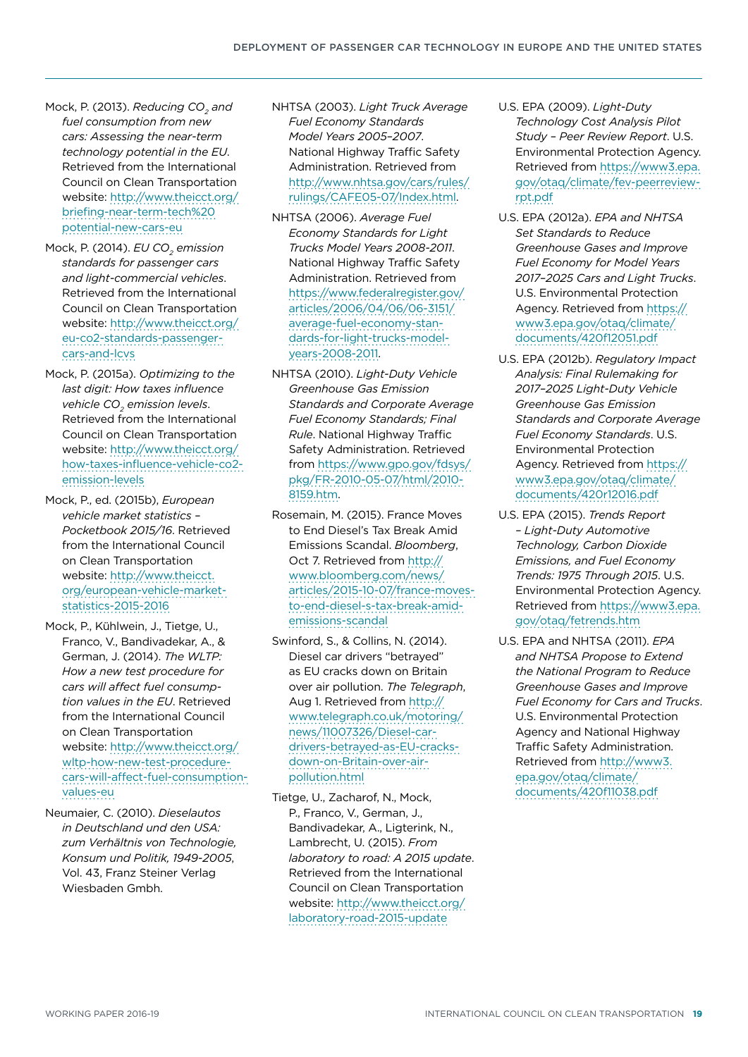Mock, P. (2013). *Reducing $CO_2$ and fuel consumption from new cars: Assessing the near-term technology potential in the EU*. Retrieved from the International Council on Clean Transportation website: http://www.theicct.org/briefing-near-term-tech%20potential-new-cars-eu

Mock, P. (2014). *EU $CO_2$ emission standards for passenger cars and light-commercial vehicles*. Retrieved from the International Council on Clean Transportation website: http://www.theicct.org/eu-co2-standards-passenger-cars-and-lcvs

Mock, P. (2015a). *Optimizing to the last digit: How taxes influence vehicle $CO_2$ emission levels*. Retrieved from the International Council on Clean Transportation website: http://www.theicct.org/how-taxes-influence-vehicle-co2-emission-levels

Mock, P., ed. (2015b), *European vehicle market statistics – Pocketbook 2015/16*. Retrieved from the International Council on Clean Transportation website: http://www.theicct.org/european-vehicle-market-statistics-2015-2016

Mock, P., Kühlwein, J., Tietge, U., Franco, V., Bandivadekar, A., & German, J. (2014). *The WLTP: How a new test procedure for cars will affect fuel consumption values in the EU*. Retrieved from the International Council on Clean Transportation website: http://www.theicct.org/wltp-how-new-test-procedure-cars-will-affect-fuel-consumption-values-eu

Neumaier, C. (2010). *Dieselautos in Deutschland und den USA: zum Verhältnis von Technologie, Konsum und Politik, 1949-2005*, Vol. 43, Franz Steiner Verlag Wiesbaden Gmbh.

NHTSA (2003). *Light Truck Average Fuel Economy Standards Model Years 2005–2007*. National Highway Traffic Safety Administration. Retrieved from http://www.nhtsa.gov/cars/rules/rulings/CAFE05-07/Index.html.

NHTSA (2006). *Average Fuel Economy Standards for Light Trucks Model Years 2008-2011*. National Highway Traffic Safety Administration. Retrieved from https://www.federalregister.gov/articles/2006/04/06/06-3151/average-fuel-economy-standards-for-light-trucks-model-years-2008-2011.

NHTSA (2010). *Light-Duty Vehicle Greenhouse Gas Emission Standards and Corporate Average Fuel Economy Standards; Final Rule*. National Highway Traffic Safety Administration. Retrieved from https://www.gpo.gov/fdsys/pkg/FR-2010-05-07/html/2010-8159.htm.

Rosemain, M. (2015). France Moves to End Diesel's Tax Break Amid Emissions Scandal. *Bloomberg*, Oct 7. Retrieved from http://www.bloomberg.com/news/articles/2015-10-07/france-moves-to-end-diesel-s-tax-break-amid-emissions-scandal

Swinford, S., & Collins, N. (2014). Diesel car drivers "betrayed" as EU cracks down on Britain over air pollution. *The Telegraph*, Aug 1. Retrieved from http://www.telegraph.co.uk/motoring/news/11007326/Diesel-car-drivers-betrayed-as-EU-cracks-down-on-Britain-over-air-pollution.html

Tietge, U., Zacharof, N., Mock, P., Franco, V., German, J., Bandivadekar, A., Ligterink, N., Lambrecht, U. (2015). *From laboratory to road: A 2015 update*. Retrieved from the International Council on Clean Transportation website: http://www.theicct.org/laboratory-road-2015-update

U.S. EPA (2009). *Light-Duty Technology Cost Analysis Pilot Study – Peer Review Report*. U.S. Environmental Protection Agency. Retrieved from https://www3.epa.gov/otaq/climate/fev-peerreview-rpt.pdf

U.S. EPA (2012a). *EPA and NHTSA Set Standards to Reduce Greenhouse Gases and Improve Fuel Economy for Model Years 2017–2025 Cars and Light Trucks*. U.S. Environmental Protection Agency. Retrieved from https://www3.epa.gov/otaq/climate/documents/420f12051.pdf

U.S. EPA (2012b). *Regulatory Impact Analysis: Final Rulemaking for 2017–2025 Light-Duty Vehicle Greenhouse Gas Emission Standards and Corporate Average Fuel Economy Standards*. U.S. Environmental Protection Agency. Retrieved from https://www3.epa.gov/otaq/climate/documents/420r12016.pdf

U.S. EPA (2015). *Trends Report – Light-Duty Automotive Technology, Carbon Dioxide Emissions, and Fuel Economy Trends: 1975 Through 2015*. U.S. Environmental Protection Agency. Retrieved from https://www3.epa.gov/otaq/fetrends.htm

U.S. EPA and NHTSA (2011). *EPA and NHTSA Propose to Extend the National Program to Reduce Greenhouse Gases and Improve Fuel Economy for Cars and Trucks*. U.S. Environmental Protection Agency and National Highway Traffic Safety Administration. Retrieved from http://www3.epa.gov/otaq/climate/documents/420f11038.pdf